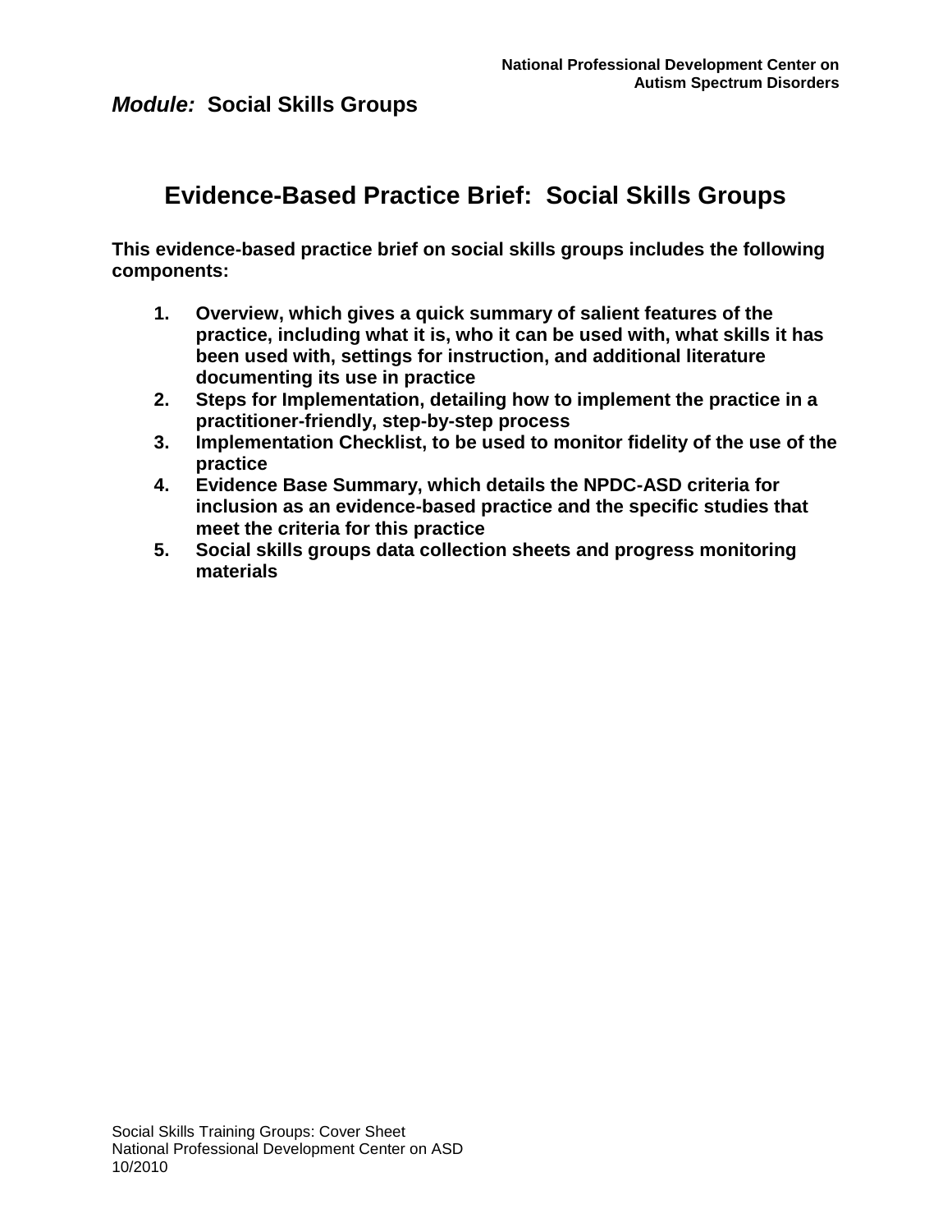***Module:* Social Skills Groups**

# Evidence-Based Practice Brief: Social Skills Groups

**This evidence-based practice brief on social skills groups includes the following components:**

1. **Overview, which gives a quick summary of salient features of the practice, including what it is, who it can be used with, what skills it has been used with, settings for instruction, and additional literature documenting its use in practice**
2. **Steps for Implementation, detailing how to implement the practice in a practitioner-friendly, step-by-step process**
3. **Implementation Checklist, to be used to monitor fidelity of the use of the practice**
4. **Evidence Base Summary, which details the NPDC-ASD criteria for inclusion as an evidence-based practice and the specific studies that meet the criteria for this practice**
5. **Social skills groups data collection sheets and progress monitoring materials**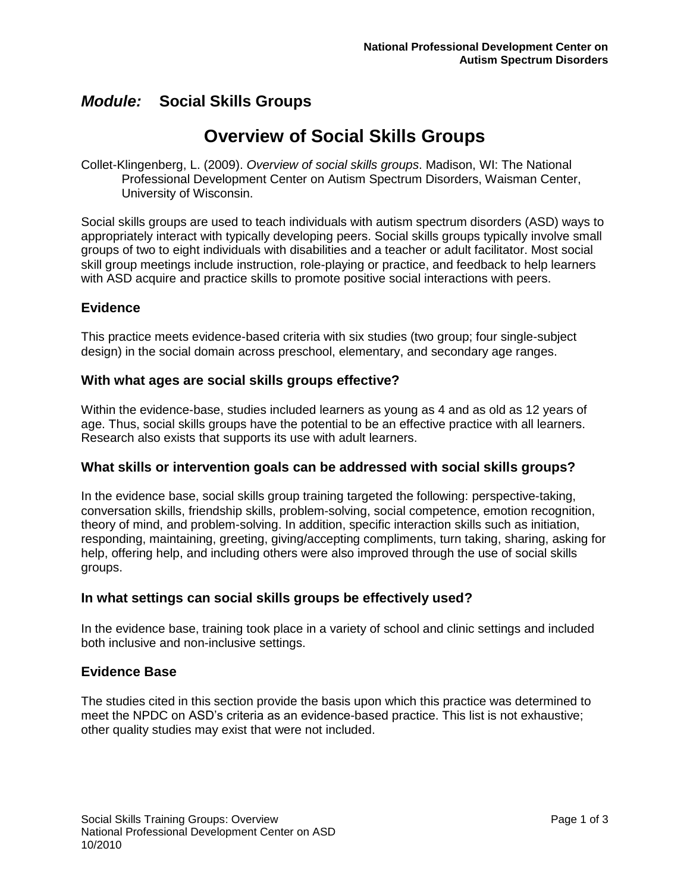## *Module:* Social Skills Groups

# Overview of Social Skills Groups

Collet-Klingenberg, L. (2009). *Overview of social skills groups*. Madison, WI: The National Professional Development Center on Autism Spectrum Disorders, Waisman Center, University of Wisconsin.

Social skills groups are used to teach individuals with autism spectrum disorders (ASD) ways to appropriately interact with typically developing peers. Social skills groups typically involve small groups of two to eight individuals with disabilities and a teacher or adult facilitator. Most social skill group meetings include instruction, role-playing or practice, and feedback to help learners with ASD acquire and practice skills to promote positive social interactions with peers.

### Evidence

This practice meets evidence-based criteria with six studies (two group; four single-subject design) in the social domain across preschool, elementary, and secondary age ranges.

### With what ages are social skills groups effective?

Within the evidence-base, studies included learners as young as 4 and as old as 12 years of age. Thus, social skills groups have the potential to be an effective practice with all learners. Research also exists that supports its use with adult learners.

### What skills or intervention goals can be addressed with social skills groups?

In the evidence base, social skills group training targeted the following: perspective-taking, conversation skills, friendship skills, problem-solving, social competence, emotion recognition, theory of mind, and problem-solving. In addition, specific interaction skills such as initiation, responding, maintaining, greeting, giving/accepting compliments, turn taking, sharing, asking for help, offering help, and including others were also improved through the use of social skills groups.

### In what settings can social skills groups be effectively used?

In the evidence base, training took place in a variety of school and clinic settings and included both inclusive and non-inclusive settings.

### Evidence Base

The studies cited in this section provide the basis upon which this practice was determined to meet the NPDC on ASD's criteria as an evidence-based practice. This list is not exhaustive; other quality studies may exist that were not included.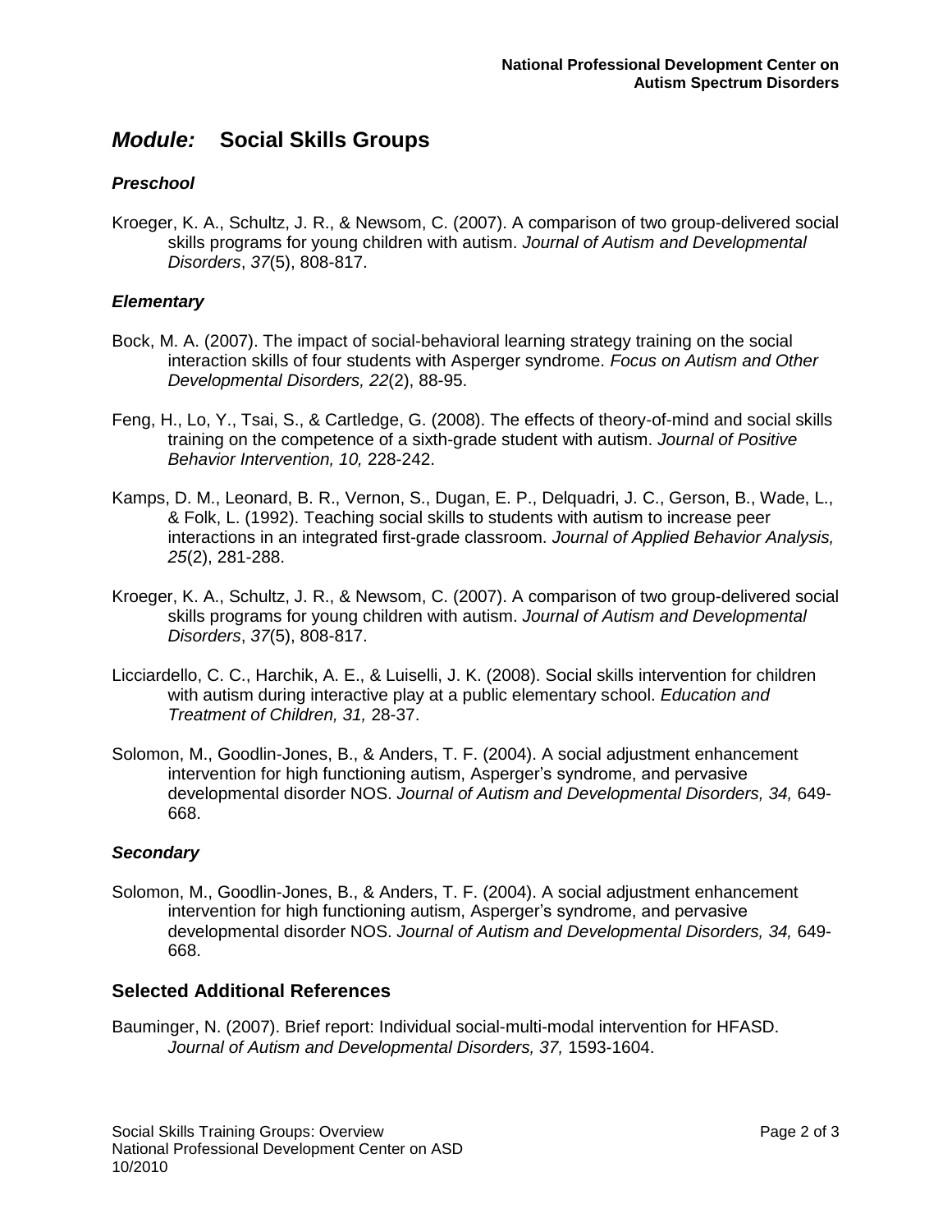## *Module:* Social Skills Groups

### *Preschool*

Kroeger, K. A., Schultz, J. R., & Newsom, C. (2007). A comparison of two group-delivered social skills programs for young children with autism. *Journal of Autism and Developmental Disorders*, *37*(5), 808-817.

### *Elementary*

Bock, M. A. (2007). The impact of social-behavioral learning strategy training on the social interaction skills of four students with Asperger syndrome. *Focus on Autism and Other Developmental Disorders, 22*(2), 88-95.

Feng, H., Lo, Y., Tsai, S., & Cartledge, G. (2008). The effects of theory-of-mind and social skills training on the competence of a sixth-grade student with autism. *Journal of Positive Behavior Intervention, 10,* 228-242.

Kamps, D. M., Leonard, B. R., Vernon, S., Dugan, E. P., Delquadri, J. C., Gerson, B., Wade, L., & Folk, L. (1992). Teaching social skills to students with autism to increase peer interactions in an integrated first-grade classroom. *Journal of Applied Behavior Analysis, 25*(2), 281-288.

Kroeger, K. A., Schultz, J. R., & Newsom, C. (2007). A comparison of two group-delivered social skills programs for young children with autism. *Journal of Autism and Developmental Disorders*, *37*(5), 808-817.

Licciardello, C. C., Harchik, A. E., & Luiselli, J. K. (2008). Social skills intervention for children with autism during interactive play at a public elementary school. *Education and Treatment of Children, 31,* 28-37.

Solomon, M., Goodlin-Jones, B., & Anders, T. F. (2004). A social adjustment enhancement intervention for high functioning autism, Asperger's syndrome, and pervasive developmental disorder NOS. *Journal of Autism and Developmental Disorders, 34,* 649-668.

### *Secondary*

Solomon, M., Goodlin-Jones, B., & Anders, T. F. (2004). A social adjustment enhancement intervention for high functioning autism, Asperger's syndrome, and pervasive developmental disorder NOS. *Journal of Autism and Developmental Disorders, 34,* 649-668.

## Selected Additional References

Bauminger, N. (2007). Brief report: Individual social-multi-modal intervention for HFASD. *Journal of Autism and Developmental Disorders, 37,* 1593-1604.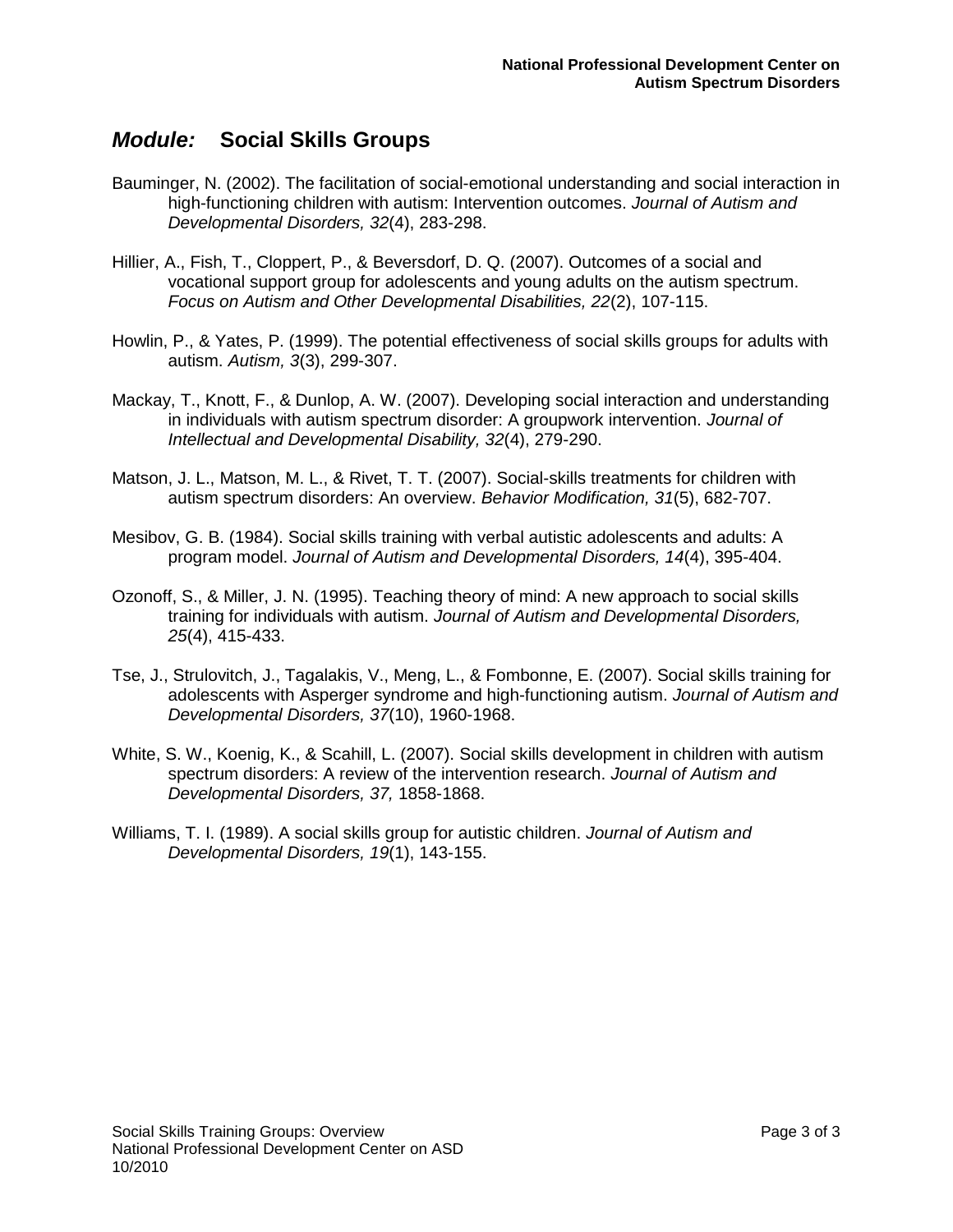## *Module:* Social Skills Groups

Bauminger, N. (2002). The facilitation of social-emotional understanding and social interaction in high-functioning children with autism: Intervention outcomes. *Journal of Autism and Developmental Disorders, 32*(4), 283-298.

Hillier, A., Fish, T., Cloppert, P., & Beversdorf, D. Q. (2007). Outcomes of a social and vocational support group for adolescents and young adults on the autism spectrum. *Focus on Autism and Other Developmental Disabilities, 22*(2), 107-115.

Howlin, P., & Yates, P. (1999). The potential effectiveness of social skills groups for adults with autism. *Autism, 3*(3), 299-307.

Mackay, T., Knott, F., & Dunlop, A. W. (2007). Developing social interaction and understanding in individuals with autism spectrum disorder: A groupwork intervention. *Journal of Intellectual and Developmental Disability, 32*(4), 279-290.

Matson, J. L., Matson, M. L., & Rivet, T. T. (2007). Social-skills treatments for children with autism spectrum disorders: An overview. *Behavior Modification, 31*(5), 682-707.

Mesibov, G. B. (1984). Social skills training with verbal autistic adolescents and adults: A program model. *Journal of Autism and Developmental Disorders, 14*(4), 395-404.

Ozonoff, S., & Miller, J. N. (1995). Teaching theory of mind: A new approach to social skills training for individuals with autism. *Journal of Autism and Developmental Disorders, 25*(4), 415-433.

Tse, J., Strulovitch, J., Tagalakis, V., Meng, L., & Fombonne, E. (2007). Social skills training for adolescents with Asperger syndrome and high-functioning autism. *Journal of Autism and Developmental Disorders, 37*(10), 1960-1968.

White, S. W., Koenig, K., & Scahill, L. (2007). Social skills development in children with autism spectrum disorders: A review of the intervention research. *Journal of Autism and Developmental Disorders, 37,* 1858-1868.

Williams, T. I. (1989). A social skills group for autistic children. *Journal of Autism and Developmental Disorders, 19*(1), 143-155.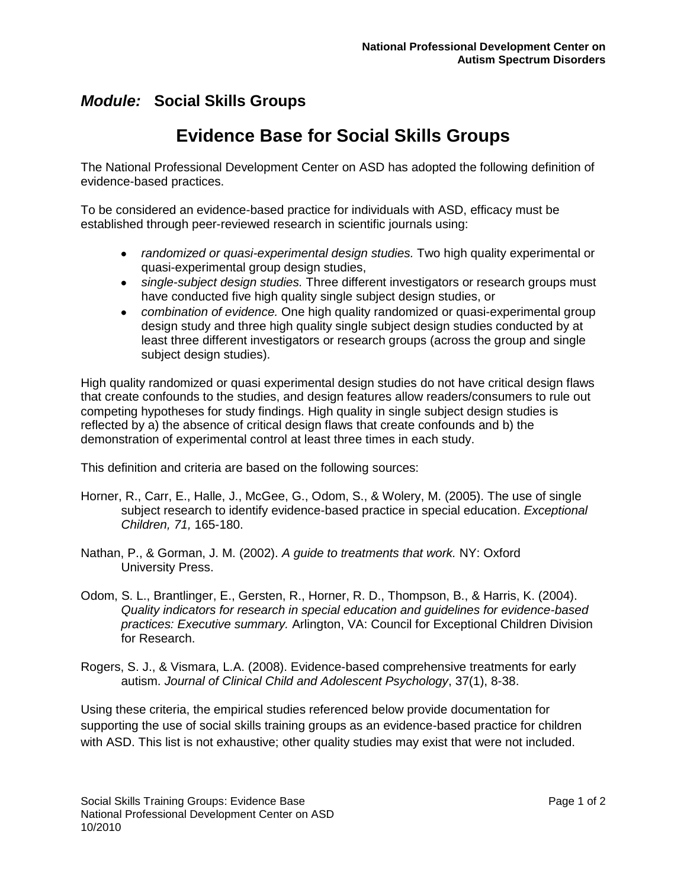## *Module:* Social Skills Groups

# Evidence Base for Social Skills Groups

The National Professional Development Center on ASD has adopted the following definition of evidence-based practices.

To be considered an evidence-based practice for individuals with ASD, efficacy must be established through peer-reviewed research in scientific journals using:

- *randomized or quasi-experimental design studies.* Two high quality experimental or quasi-experimental group design studies,
- *single-subject design studies.* Three different investigators or research groups must have conducted five high quality single subject design studies, or
- *combination of evidence.* One high quality randomized or quasi-experimental group design study and three high quality single subject design studies conducted by at least three different investigators or research groups (across the group and single subject design studies).

High quality randomized or quasi experimental design studies do not have critical design flaws that create confounds to the studies, and design features allow readers/consumers to rule out competing hypotheses for study findings. High quality in single subject design studies is reflected by a) the absence of critical design flaws that create confounds and b) the demonstration of experimental control at least three times in each study.

This definition and criteria are based on the following sources:

Horner, R., Carr, E., Halle, J., McGee, G., Odom, S., & Wolery, M. (2005). The use of single subject research to identify evidence-based practice in special education. *Exceptional Children, 71,* 165-180.

Nathan, P., & Gorman, J. M. (2002). *A guide to treatments that work.* NY: Oxford University Press.

Odom, S. L., Brantlinger, E., Gersten, R., Horner, R. D., Thompson, B., & Harris, K. (2004). *Quality indicators for research in special education and guidelines for evidence-based practices: Executive summary.* Arlington, VA: Council for Exceptional Children Division for Research.

Rogers, S. J., & Vismara, L.A. (2008). Evidence-based comprehensive treatments for early autism. *Journal of Clinical Child and Adolescent Psychology*, 37(1), 8-38.

Using these criteria, the empirical studies referenced below provide documentation for supporting the use of social skills training groups as an evidence-based practice for children with ASD. This list is not exhaustive; other quality studies may exist that were not included.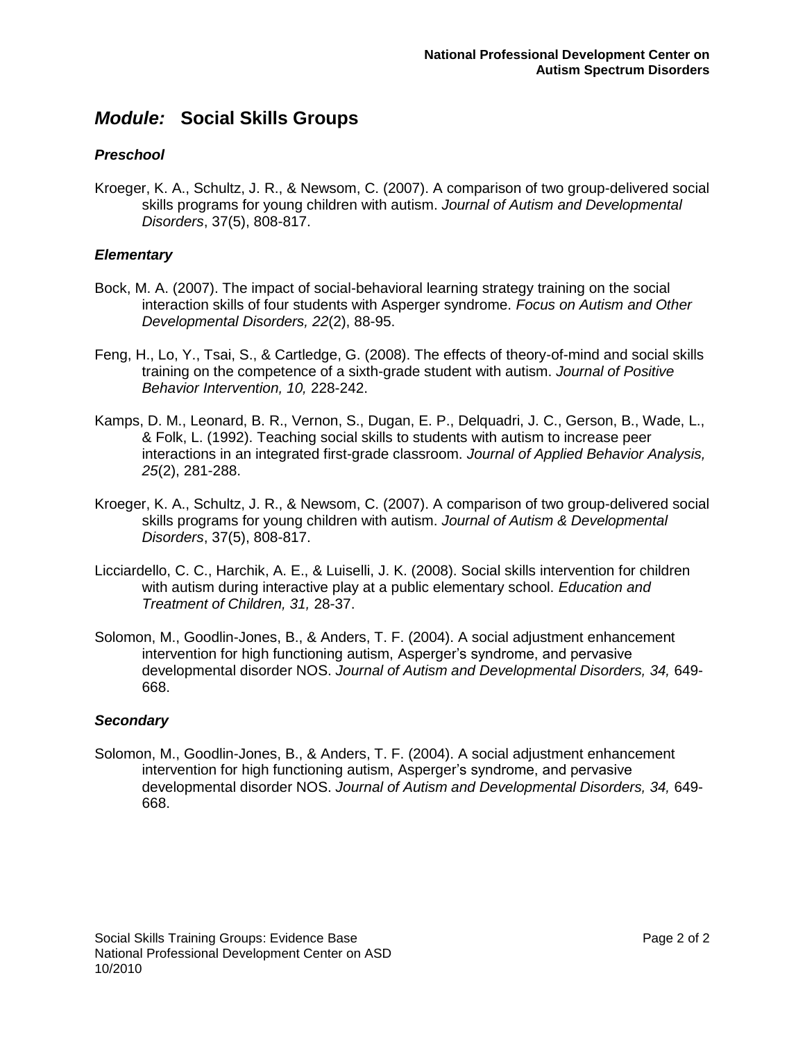# *Module:* Social Skills Groups

### *Preschool*

Kroeger, K. A., Schultz, J. R., & Newsom, C. (2007). A comparison of two group-delivered social skills programs for young children with autism. *Journal of Autism and Developmental Disorders*, 37(5), 808-817.

### *Elementary*

Bock, M. A. (2007). The impact of social-behavioral learning strategy training on the social interaction skills of four students with Asperger syndrome. *Focus on Autism and Other Developmental Disorders, 22*(2), 88-95.

Feng, H., Lo, Y., Tsai, S., & Cartledge, G. (2008). The effects of theory-of-mind and social skills training on the competence of a sixth-grade student with autism. *Journal of Positive Behavior Intervention, 10,* 228-242.

Kamps, D. M., Leonard, B. R., Vernon, S., Dugan, E. P., Delquadri, J. C., Gerson, B., Wade, L., & Folk, L. (1992). Teaching social skills to students with autism to increase peer interactions in an integrated first-grade classroom. *Journal of Applied Behavior Analysis, 25*(2), 281-288.

Kroeger, K. A., Schultz, J. R., & Newsom, C. (2007). A comparison of two group-delivered social skills programs for young children with autism. *Journal of Autism & Developmental Disorders*, 37(5), 808-817.

Licciardello, C. C., Harchik, A. E., & Luiselli, J. K. (2008). Social skills intervention for children with autism during interactive play at a public elementary school. *Education and Treatment of Children, 31,* 28-37.

Solomon, M., Goodlin-Jones, B., & Anders, T. F. (2004). A social adjustment enhancement intervention for high functioning autism, Asperger's syndrome, and pervasive developmental disorder NOS. *Journal of Autism and Developmental Disorders, 34,* 649-668.

### *Secondary*

Solomon, M., Goodlin-Jones, B., & Anders, T. F. (2004). A social adjustment enhancement intervention for high functioning autism, Asperger's syndrome, and pervasive developmental disorder NOS. *Journal of Autism and Developmental Disorders, 34,* 649-668.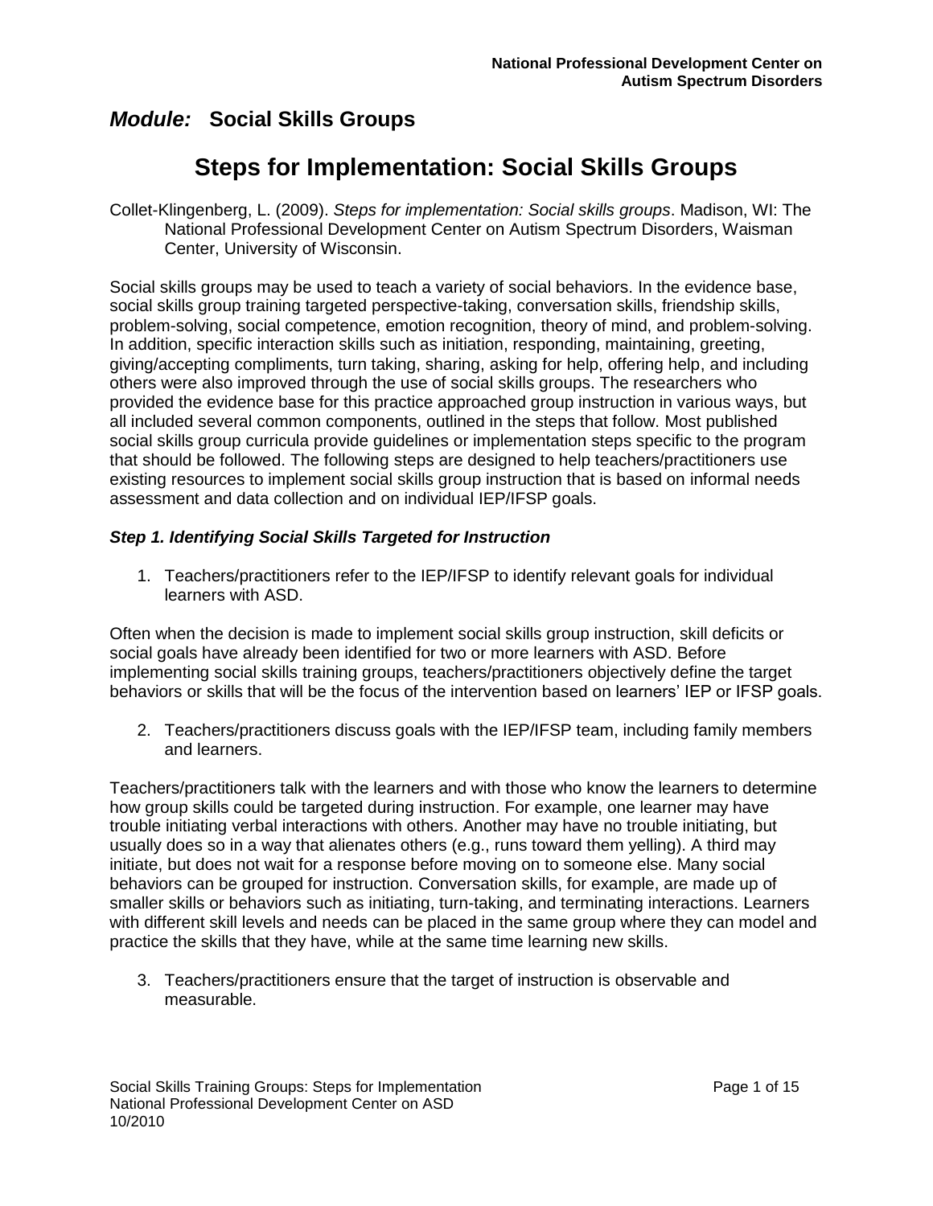## *Module:* Social Skills Groups

# Steps for Implementation: Social Skills Groups

Collet-Klingenberg, L. (2009). *Steps for implementation: Social skills groups*. Madison, WI: The National Professional Development Center on Autism Spectrum Disorders, Waisman Center, University of Wisconsin.

Social skills groups may be used to teach a variety of social behaviors. In the evidence base, social skills group training targeted perspective-taking, conversation skills, friendship skills, problem-solving, social competence, emotion recognition, theory of mind, and problem-solving. In addition, specific interaction skills such as initiation, responding, maintaining, greeting, giving/accepting compliments, turn taking, sharing, asking for help, offering help, and including others were also improved through the use of social skills groups. The researchers who provided the evidence base for this practice approached group instruction in various ways, but all included several common components, outlined in the steps that follow. Most published social skills group curricula provide guidelines or implementation steps specific to the program that should be followed. The following steps are designed to help teachers/practitioners use existing resources to implement social skills group instruction that is based on informal needs assessment and data collection and on individual IEP/IFSP goals.

### *Step 1. Identifying Social Skills Targeted for Instruction*

1. Teachers/practitioners refer to the IEP/IFSP to identify relevant goals for individual learners with ASD.

Often when the decision is made to implement social skills group instruction, skill deficits or social goals have already been identified for two or more learners with ASD. Before implementing social skills training groups, teachers/practitioners objectively define the target behaviors or skills that will be the focus of the intervention based on learners' IEP or IFSP goals.

2. Teachers/practitioners discuss goals with the IEP/IFSP team, including family members and learners.

Teachers/practitioners talk with the learners and with those who know the learners to determine how group skills could be targeted during instruction. For example, one learner may have trouble initiating verbal interactions with others. Another may have no trouble initiating, but usually does so in a way that alienates others (e.g., runs toward them yelling). A third may initiate, but does not wait for a response before moving on to someone else. Many social behaviors can be grouped for instruction. Conversation skills, for example, are made up of smaller skills or behaviors such as initiating, turn-taking, and terminating interactions. Learners with different skill levels and needs can be placed in the same group where they can model and practice the skills that they have, while at the same time learning new skills.

3. Teachers/practitioners ensure that the target of instruction is observable and measurable.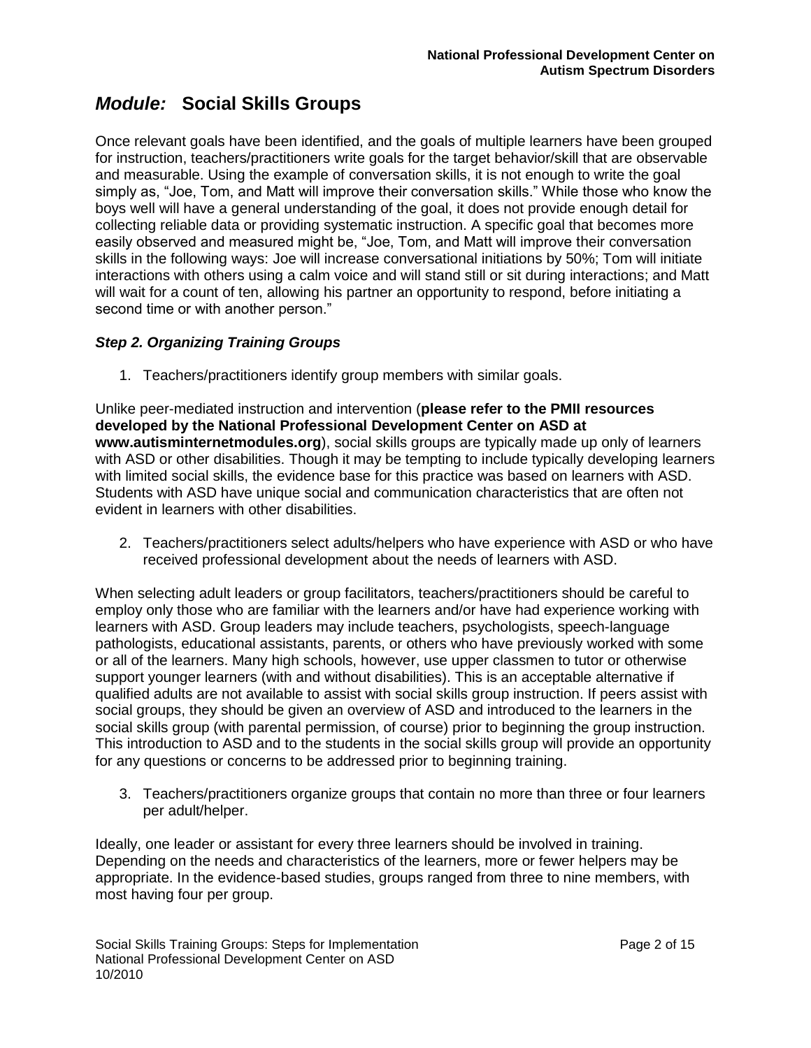# *Module:* Social Skills Groups

Once relevant goals have been identified, and the goals of multiple learners have been grouped for instruction, teachers/practitioners write goals for the target behavior/skill that are observable and measurable. Using the example of conversation skills, it is not enough to write the goal simply as, "Joe, Tom, and Matt will improve their conversation skills." While those who know the boys well will have a general understanding of the goal, it does not provide enough detail for collecting reliable data or providing systematic instruction. A specific goal that becomes more easily observed and measured might be, "Joe, Tom, and Matt will improve their conversation skills in the following ways: Joe will increase conversational initiations by 50%; Tom will initiate interactions with others using a calm voice and will stand still or sit during interactions; and Matt will wait for a count of ten, allowing his partner an opportunity to respond, before initiating a second time or with another person."

### *Step 2. Organizing Training Groups*

1. Teachers/practitioners identify group members with similar goals.

Unlike peer-mediated instruction and intervention (**please refer to the PMII resources developed by the National Professional Development Center on ASD at www.autisminternetmodules.org**), social skills groups are typically made up only of learners with ASD or other disabilities. Though it may be tempting to include typically developing learners with limited social skills, the evidence base for this practice was based on learners with ASD. Students with ASD have unique social and communication characteristics that are often not evident in learners with other disabilities.

2. Teachers/practitioners select adults/helpers who have experience with ASD or who have received professional development about the needs of learners with ASD.

When selecting adult leaders or group facilitators, teachers/practitioners should be careful to employ only those who are familiar with the learners and/or have had experience working with learners with ASD. Group leaders may include teachers, psychologists, speech-language pathologists, educational assistants, parents, or others who have previously worked with some or all of the learners. Many high schools, however, use upper classmen to tutor or otherwise support younger learners (with and without disabilities). This is an acceptable alternative if qualified adults are not available to assist with social skills group instruction. If peers assist with social groups, they should be given an overview of ASD and introduced to the learners in the social skills group (with parental permission, of course) prior to beginning the group instruction. This introduction to ASD and to the students in the social skills group will provide an opportunity for any questions or concerns to be addressed prior to beginning training.

3. Teachers/practitioners organize groups that contain no more than three or four learners per adult/helper.

Ideally, one leader or assistant for every three learners should be involved in training. Depending on the needs and characteristics of the learners, more or fewer helpers may be appropriate. In the evidence-based studies, groups ranged from three to nine members, with most having four per group.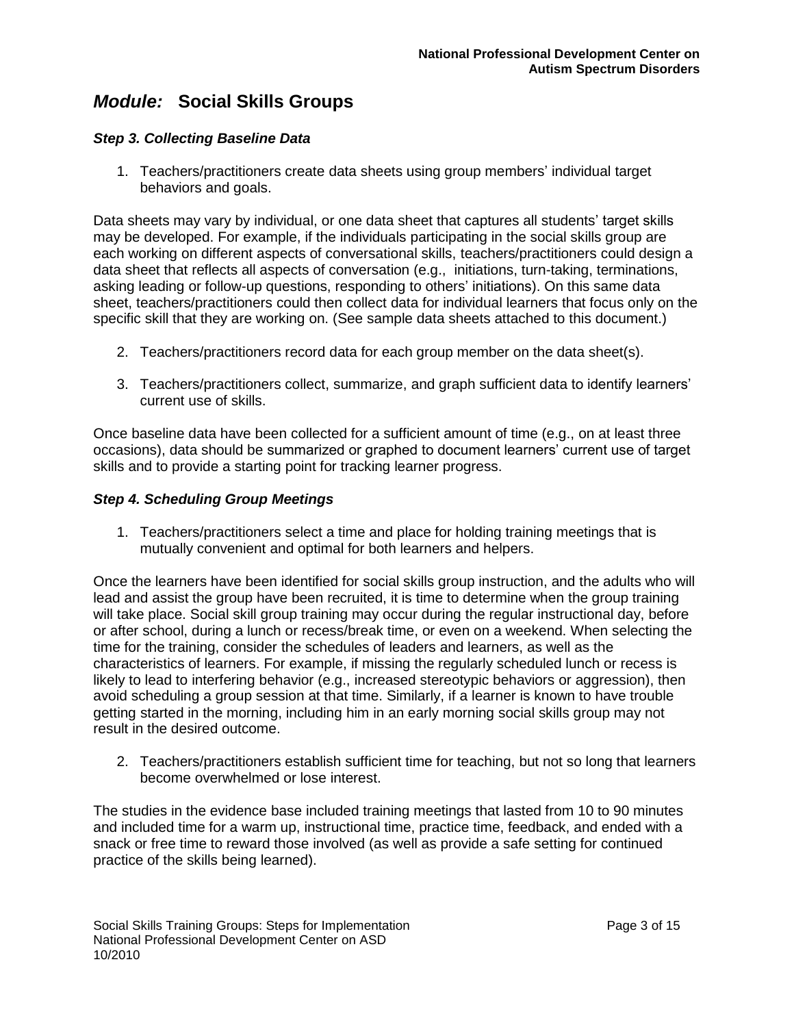## *Module:* Social Skills Groups

### *Step 3. Collecting Baseline Data*

1. Teachers/practitioners create data sheets using group members' individual target behaviors and goals.

Data sheets may vary by individual, or one data sheet that captures all students' target skills may be developed. For example, if the individuals participating in the social skills group are each working on different aspects of conversational skills, teachers/practitioners could design a data sheet that reflects all aspects of conversation (e.g., initiations, turn-taking, terminations, asking leading or follow-up questions, responding to others' initiations). On this same data sheet, teachers/practitioners could then collect data for individual learners that focus only on the specific skill that they are working on. (See sample data sheets attached to this document.)

2. Teachers/practitioners record data for each group member on the data sheet(s).

3. Teachers/practitioners collect, summarize, and graph sufficient data to identify learners' current use of skills.

Once baseline data have been collected for a sufficient amount of time (e.g., on at least three occasions), data should be summarized or graphed to document learners' current use of target skills and to provide a starting point for tracking learner progress.

### *Step 4. Scheduling Group Meetings*

1. Teachers/practitioners select a time and place for holding training meetings that is mutually convenient and optimal for both learners and helpers.

Once the learners have been identified for social skills group instruction, and the adults who will lead and assist the group have been recruited, it is time to determine when the group training will take place. Social skill group training may occur during the regular instructional day, before or after school, during a lunch or recess/break time, or even on a weekend. When selecting the time for the training, consider the schedules of leaders and learners, as well as the characteristics of learners. For example, if missing the regularly scheduled lunch or recess is likely to lead to interfering behavior (e.g., increased stereotypic behaviors or aggression), then avoid scheduling a group session at that time. Similarly, if a learner is known to have trouble getting started in the morning, including him in an early morning social skills group may not result in the desired outcome.

2. Teachers/practitioners establish sufficient time for teaching, but not so long that learners become overwhelmed or lose interest.

The studies in the evidence base included training meetings that lasted from 10 to 90 minutes and included time for a warm up, instructional time, practice time, feedback, and ended with a snack or free time to reward those involved (as well as provide a safe setting for continued practice of the skills being learned).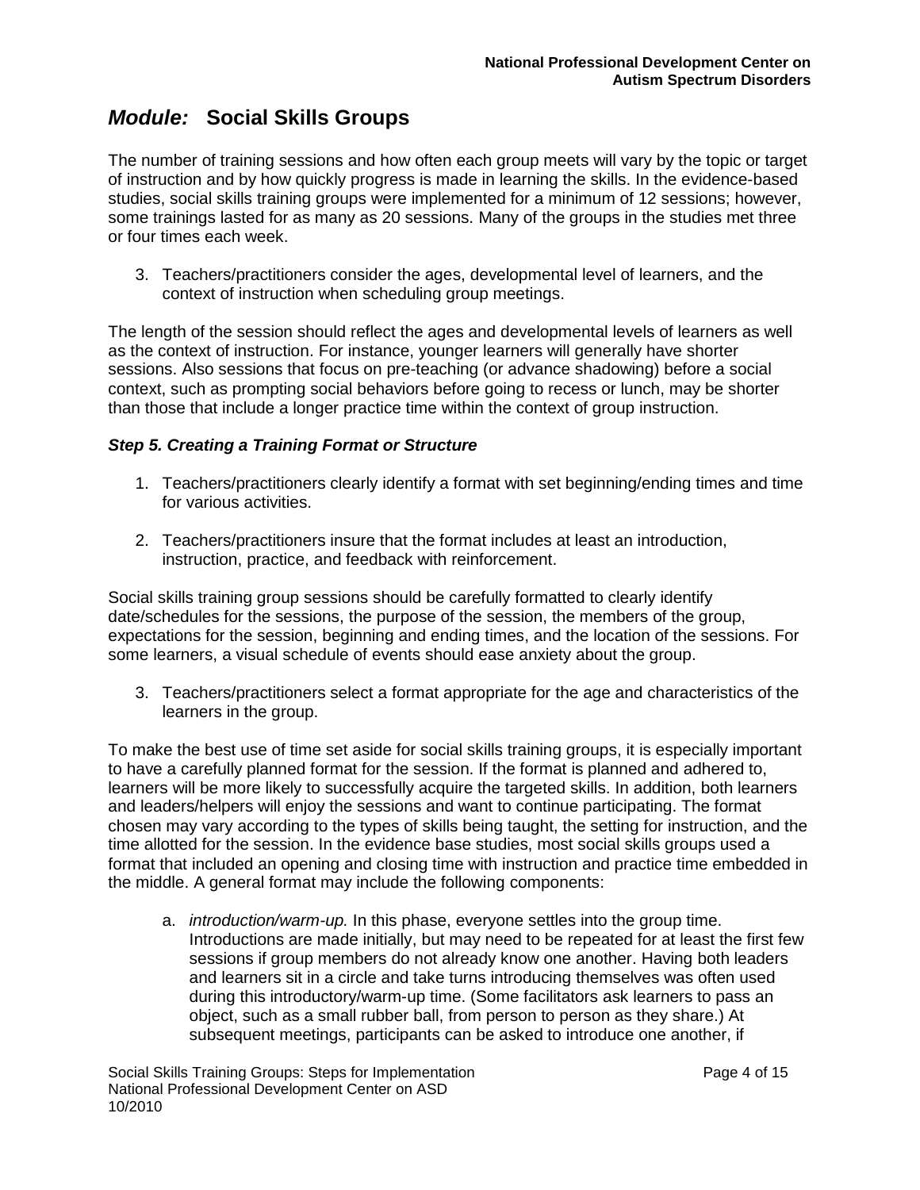## *Module:* Social Skills Groups

The number of training sessions and how often each group meets will vary by the topic or target of instruction and by how quickly progress is made in learning the skills. In the evidence-based studies, social skills training groups were implemented for a minimum of 12 sessions; however, some trainings lasted for as many as 20 sessions. Many of the groups in the studies met three or four times each week.

3. Teachers/practitioners consider the ages, developmental level of learners, and the context of instruction when scheduling group meetings.

The length of the session should reflect the ages and developmental levels of learners as well as the context of instruction. For instance, younger learners will generally have shorter sessions. Also sessions that focus on pre-teaching (or advance shadowing) before a social context, such as prompting social behaviors before going to recess or lunch, may be shorter than those that include a longer practice time within the context of group instruction.

### *Step 5. Creating a Training Format or Structure*

1. Teachers/practitioners clearly identify a format with set beginning/ending times and time for various activities.

2. Teachers/practitioners insure that the format includes at least an introduction, instruction, practice, and feedback with reinforcement.

Social skills training group sessions should be carefully formatted to clearly identify date/schedules for the sessions, the purpose of the session, the members of the group, expectations for the session, beginning and ending times, and the location of the sessions. For some learners, a visual schedule of events should ease anxiety about the group.

3. Teachers/practitioners select a format appropriate for the age and characteristics of the learners in the group.

To make the best use of time set aside for social skills training groups, it is especially important to have a carefully planned format for the session. If the format is planned and adhered to, learners will be more likely to successfully acquire the targeted skills. In addition, both learners and leaders/helpers will enjoy the sessions and want to continue participating. The format chosen may vary according to the types of skills being taught, the setting for instruction, and the time allotted for the session. In the evidence base studies, most social skills groups used a format that included an opening and closing time with instruction and practice time embedded in the middle. A general format may include the following components:

a. *introduction/warm-up.* In this phase, everyone settles into the group time. Introductions are made initially, but may need to be repeated for at least the first few sessions if group members do not already know one another. Having both leaders and learners sit in a circle and take turns introducing themselves was often used during this introductory/warm-up time. (Some facilitators ask learners to pass an object, such as a small rubber ball, from person to person as they share.) At subsequent meetings, participants can be asked to introduce one another, if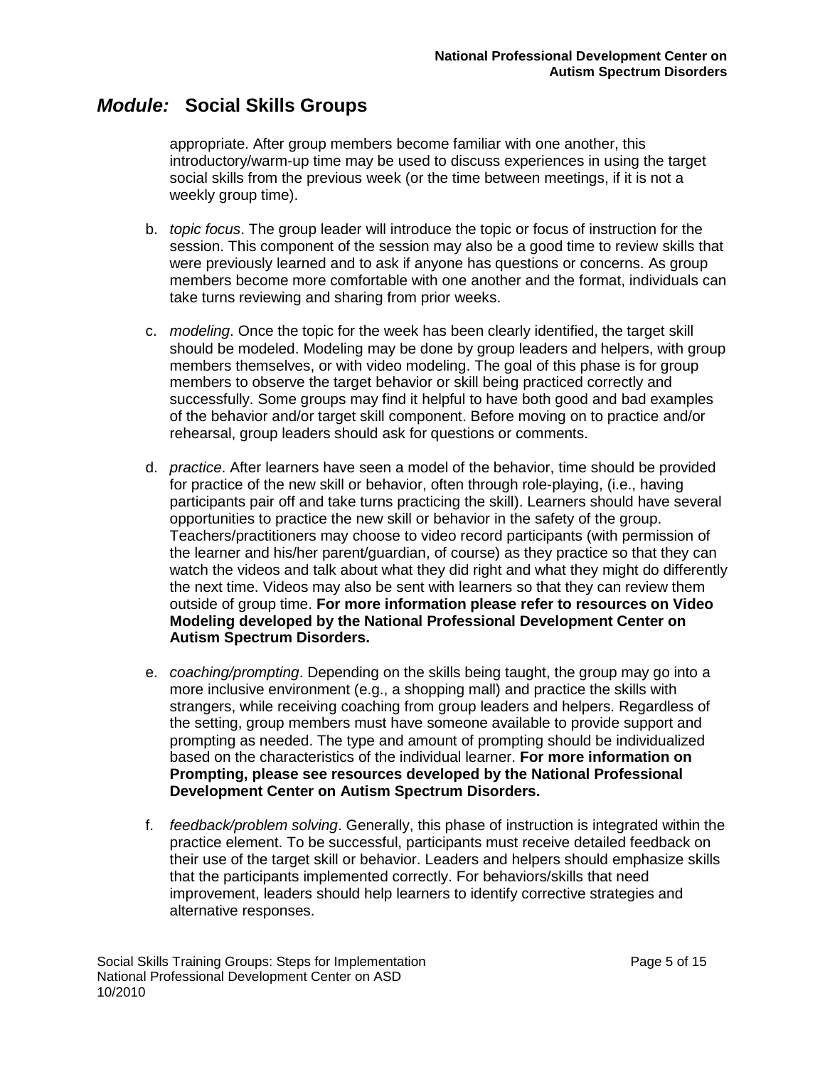## *Module:* Social Skills Groups

appropriate. After group members become familiar with one another, this introductory/warm-up time may be used to discuss experiences in using the target social skills from the previous week (or the time between meetings, if it is not a weekly group time).

b. *topic focus*. The group leader will introduce the topic or focus of instruction for the session. This component of the session may also be a good time to review skills that were previously learned and to ask if anyone has questions or concerns. As group members become more comfortable with one another and the format, individuals can take turns reviewing and sharing from prior weeks.

c. *modeling*. Once the topic for the week has been clearly identified, the target skill should be modeled. Modeling may be done by group leaders and helpers, with group members themselves, or with video modeling. The goal of this phase is for group members to observe the target behavior or skill being practiced correctly and successfully. Some groups may find it helpful to have both good and bad examples of the behavior and/or target skill component. Before moving on to practice and/or rehearsal, group leaders should ask for questions or comments.

d. *practice*. After learners have seen a model of the behavior, time should be provided for practice of the new skill or behavior, often through role-playing, (i.e., having participants pair off and take turns practicing the skill). Learners should have several opportunities to practice the new skill or behavior in the safety of the group. Teachers/practitioners may choose to video record participants (with permission of the learner and his/her parent/guardian, of course) as they practice so that they can watch the videos and talk about what they did right and what they might do differently the next time. Videos may also be sent with learners so that they can review them outside of group time. **For more information please refer to resources on Video Modeling developed by the National Professional Development Center on Autism Spectrum Disorders.**

e. *coaching/prompting*. Depending on the skills being taught, the group may go into a more inclusive environment (e.g., a shopping mall) and practice the skills with strangers, while receiving coaching from group leaders and helpers. Regardless of the setting, group members must have someone available to provide support and prompting as needed. The type and amount of prompting should be individualized based on the characteristics of the individual learner. **For more information on Prompting, please see resources developed by the National Professional Development Center on Autism Spectrum Disorders.**

f. *feedback/problem solving*. Generally, this phase of instruction is integrated within the practice element. To be successful, participants must receive detailed feedback on their use of the target skill or behavior. Leaders and helpers should emphasize skills that the participants implemented correctly. For behaviors/skills that need improvement, leaders should help learners to identify corrective strategies and alternative responses.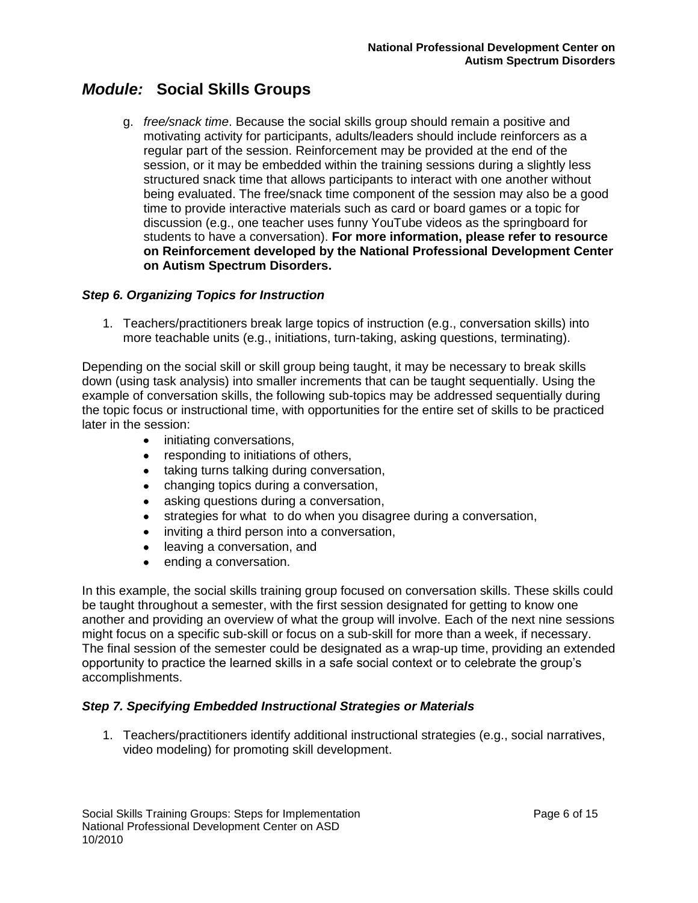## *Module:* Social Skills Groups

g. *free/snack time*. Because the social skills group should remain a positive and motivating activity for participants, adults/leaders should include reinforcers as a regular part of the session. Reinforcement may be provided at the end of the session, or it may be embedded within the training sessions during a slightly less structured snack time that allows participants to interact with one another without being evaluated. The free/snack time component of the session may also be a good time to provide interactive materials such as card or board games or a topic for discussion (e.g., one teacher uses funny YouTube videos as the springboard for students to have a conversation). **For more information, please refer to resource on Reinforcement developed by the National Professional Development Center on Autism Spectrum Disorders.**

### *Step 6. Organizing Topics for Instruction*

1. Teachers/practitioners break large topics of instruction (e.g., conversation skills) into more teachable units (e.g., initiations, turn-taking, asking questions, terminating).

Depending on the social skill or skill group being taught, it may be necessary to break skills down (using task analysis) into smaller increments that can be taught sequentially. Using the example of conversation skills, the following sub-topics may be addressed sequentially during the topic focus or instructional time, with opportunities for the entire set of skills to be practiced later in the session:

- initiating conversations,
- responding to initiations of others,
- taking turns talking during conversation,
- changing topics during a conversation,
- asking questions during a conversation,
- strategies for what to do when you disagree during a conversation,
- inviting a third person into a conversation,
- leaving a conversation, and
- ending a conversation.

In this example, the social skills training group focused on conversation skills. These skills could be taught throughout a semester, with the first session designated for getting to know one another and providing an overview of what the group will involve. Each of the next nine sessions might focus on a specific sub-skill or focus on a sub-skill for more than a week, if necessary. The final session of the semester could be designated as a wrap-up time, providing an extended opportunity to practice the learned skills in a safe social context or to celebrate the group's accomplishments.

### *Step 7. Specifying Embedded Instructional Strategies or Materials*

1. Teachers/practitioners identify additional instructional strategies (e.g., social narratives, video modeling) for promoting skill development.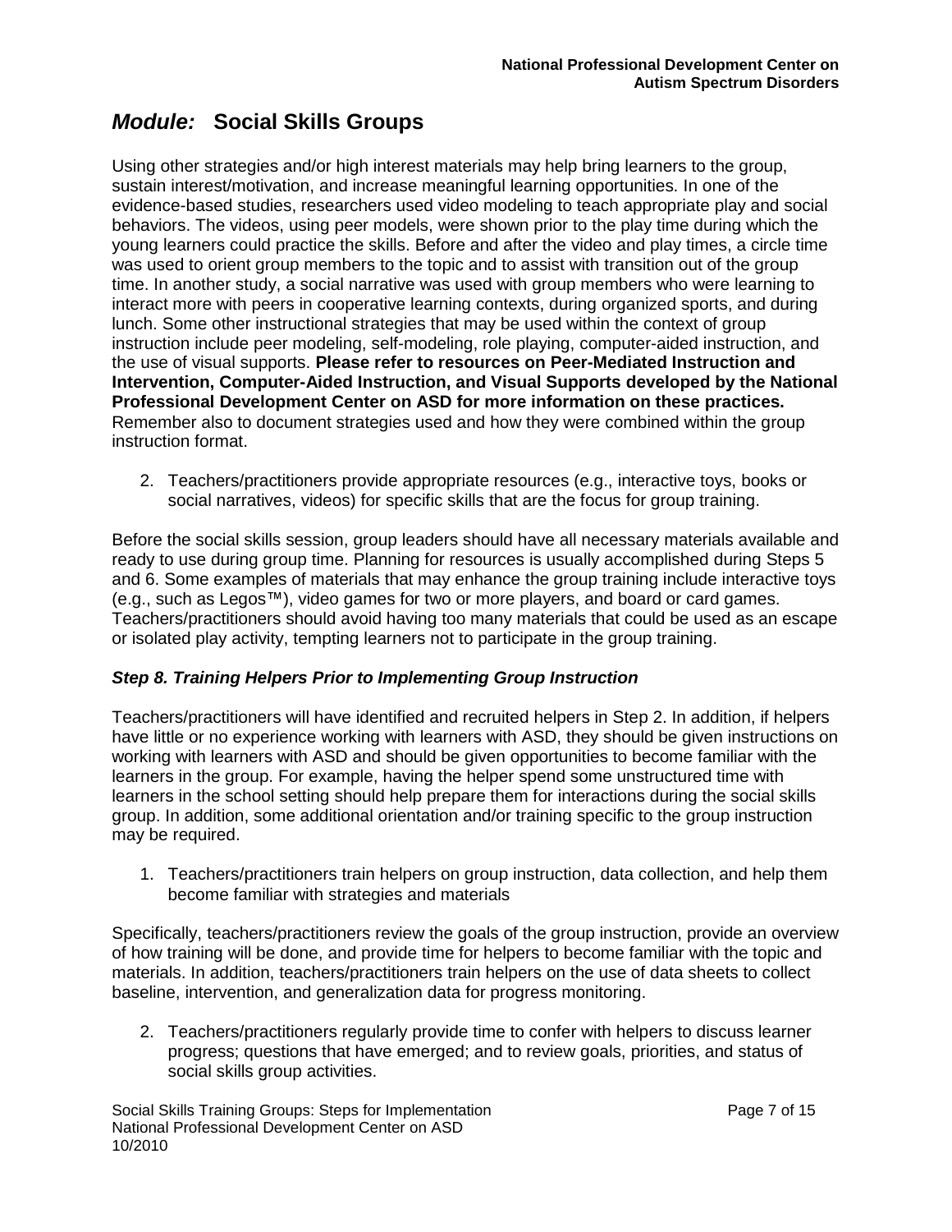## *Module:* Social Skills Groups

Using other strategies and/or high interest materials may help bring learners to the group, sustain interest/motivation, and increase meaningful learning opportunities. In one of the evidence-based studies, researchers used video modeling to teach appropriate play and social behaviors. The videos, using peer models, were shown prior to the play time during which the young learners could practice the skills. Before and after the video and play times, a circle time was used to orient group members to the topic and to assist with transition out of the group time. In another study, a social narrative was used with group members who were learning to interact more with peers in cooperative learning contexts, during organized sports, and during lunch. Some other instructional strategies that may be used within the context of group instruction include peer modeling, self-modeling, role playing, computer-aided instruction, and the use of visual supports. **Please refer to resources on Peer-Mediated Instruction and Intervention, Computer-Aided Instruction, and Visual Supports developed by the National Professional Development Center on ASD for more information on these practices.** Remember also to document strategies used and how they were combined within the group instruction format.

2. Teachers/practitioners provide appropriate resources (e.g., interactive toys, books or social narratives, videos) for specific skills that are the focus for group training.

Before the social skills session, group leaders should have all necessary materials available and ready to use during group time. Planning for resources is usually accomplished during Steps 5 and 6. Some examples of materials that may enhance the group training include interactive toys (e.g., such as Legos™), video games for two or more players, and board or card games. Teachers/practitioners should avoid having too many materials that could be used as an escape or isolated play activity, tempting learners not to participate in the group training.

### *Step 8. Training Helpers Prior to Implementing Group Instruction*

Teachers/practitioners will have identified and recruited helpers in Step 2. In addition, if helpers have little or no experience working with learners with ASD, they should be given instructions on working with learners with ASD and should be given opportunities to become familiar with the learners in the group. For example, having the helper spend some unstructured time with learners in the school setting should help prepare them for interactions during the social skills group. In addition, some additional orientation and/or training specific to the group instruction may be required.

1. Teachers/practitioners train helpers on group instruction, data collection, and help them become familiar with strategies and materials

Specifically, teachers/practitioners review the goals of the group instruction, provide an overview of how training will be done, and provide time for helpers to become familiar with the topic and materials. In addition, teachers/practitioners train helpers on the use of data sheets to collect baseline, intervention, and generalization data for progress monitoring.

2. Teachers/practitioners regularly provide time to confer with helpers to discuss learner progress; questions that have emerged; and to review goals, priorities, and status of social skills group activities.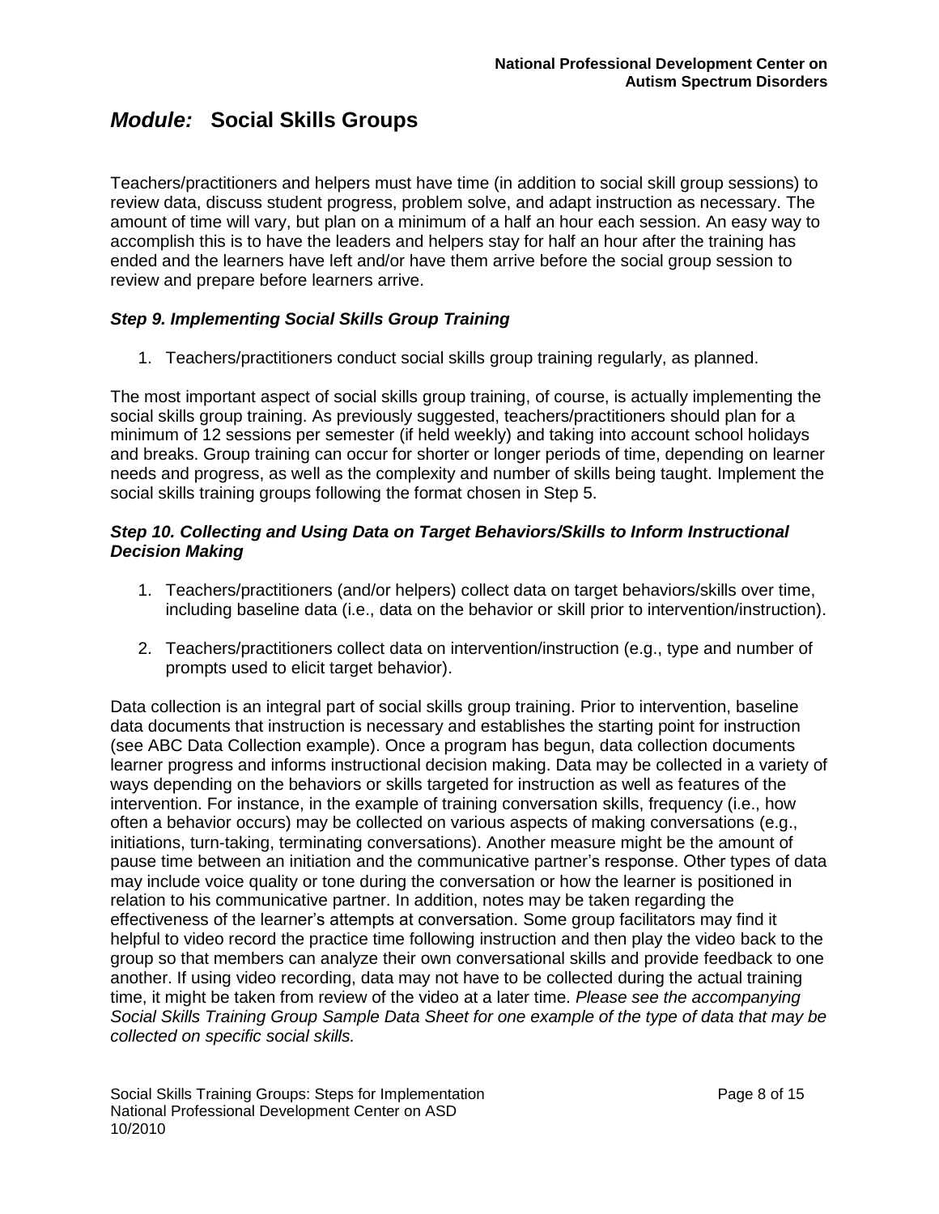Teachers/practitioners and helpers must have time (in addition to social skill group sessions) to review data, discuss student progress, problem solve, and adapt instruction as necessary. The amount of time will vary, but plan on a minimum of a half an hour each session. An easy way to accomplish this is to have the leaders and helpers stay for half an hour after the training has ended and the learners have left and/or have them arrive before the social group session to review and prepare before learners arrive.

### *Step 9. Implementing Social Skills Group Training*

1. Teachers/practitioners conduct social skills group training regularly, as planned.

The most important aspect of social skills group training, of course, is actually implementing the social skills group training. As previously suggested, teachers/practitioners should plan for a minimum of 12 sessions per semester (if held weekly) and taking into account school holidays and breaks. Group training can occur for shorter or longer periods of time, depending on learner needs and progress, as well as the complexity and number of skills being taught. Implement the social skills training groups following the format chosen in Step 5.

### *Step 10. Collecting and Using Data on Target Behaviors/Skills to Inform Instructional Decision Making*

1. Teachers/practitioners (and/or helpers) collect data on target behaviors/skills over time, including baseline data (i.e., data on the behavior or skill prior to intervention/instruction).

2. Teachers/practitioners collect data on intervention/instruction (e.g., type and number of prompts used to elicit target behavior).

Data collection is an integral part of social skills group training. Prior to intervention, baseline data documents that instruction is necessary and establishes the starting point for instruction (see ABC Data Collection example). Once a program has begun, data collection documents learner progress and informs instructional decision making. Data may be collected in a variety of ways depending on the behaviors or skills targeted for instruction as well as features of the intervention. For instance, in the example of training conversation skills, frequency (i.e., how often a behavior occurs) may be collected on various aspects of making conversations (e.g., initiations, turn-taking, terminating conversations). Another measure might be the amount of pause time between an initiation and the communicative partner's response. Other types of data may include voice quality or tone during the conversation or how the learner is positioned in relation to his communicative partner. In addition, notes may be taken regarding the effectiveness of the learner's attempts at conversation. Some group facilitators may find it helpful to video record the practice time following instruction and then play the video back to the group so that members can analyze their own conversational skills and provide feedback to one another. If using video recording, data may not have to be collected during the actual training time, it might be taken from review of the video at a later time. *Please see the accompanying Social Skills Training Group Sample Data Sheet for one example of the type of data that may be collected on specific social skills.*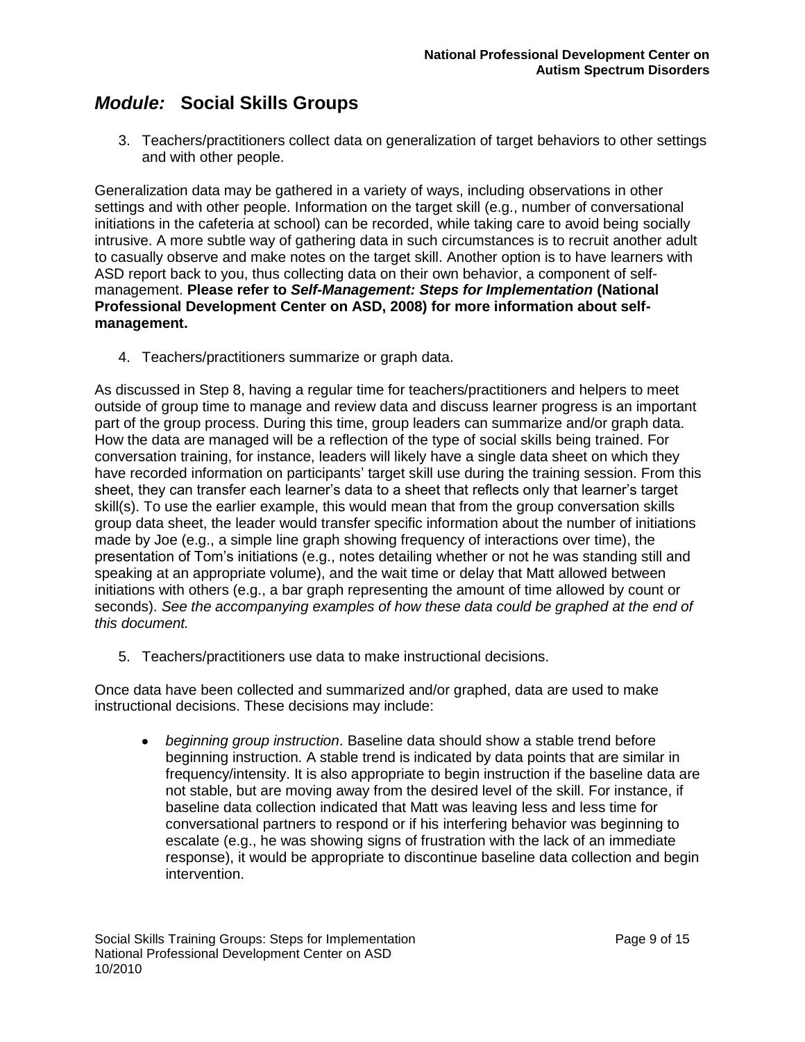## *Module:* Social Skills Groups

3. Teachers/practitioners collect data on generalization of target behaviors to other settings and with other people.

Generalization data may be gathered in a variety of ways, including observations in other settings and with other people. Information on the target skill (e.g., number of conversational initiations in the cafeteria at school) can be recorded, while taking care to avoid being socially intrusive. A more subtle way of gathering data in such circumstances is to recruit another adult to casually observe and make notes on the target skill. Another option is to have learners with ASD report back to you, thus collecting data on their own behavior, a component of self-management. **Please refer to *Self-Management: Steps for Implementation* (National Professional Development Center on ASD, 2008) for more information about self-management.**

4. Teachers/practitioners summarize or graph data.

As discussed in Step 8, having a regular time for teachers/practitioners and helpers to meet outside of group time to manage and review data and discuss learner progress is an important part of the group process. During this time, group leaders can summarize and/or graph data. How the data are managed will be a reflection of the type of social skills being trained. For conversation training, for instance, leaders will likely have a single data sheet on which they have recorded information on participants' target skill use during the training session. From this sheet, they can transfer each learner's data to a sheet that reflects only that learner's target skill(s). To use the earlier example, this would mean that from the group conversation skills group data sheet, the leader would transfer specific information about the number of initiations made by Joe (e.g., a simple line graph showing frequency of interactions over time), the presentation of Tom's initiations (e.g., notes detailing whether or not he was standing still and speaking at an appropriate volume), and the wait time or delay that Matt allowed between initiations with others (e.g., a bar graph representing the amount of time allowed by count or seconds). *See the accompanying examples of how these data could be graphed at the end of this document.*

5. Teachers/practitioners use data to make instructional decisions.

Once data have been collected and summarized and/or graphed, data are used to make instructional decisions. These decisions may include:

- *beginning group instruction*. Baseline data should show a stable trend before beginning instruction. A stable trend is indicated by data points that are similar in frequency/intensity. It is also appropriate to begin instruction if the baseline data are not stable, but are moving away from the desired level of the skill. For instance, if baseline data collection indicated that Matt was leaving less and less time for conversational partners to respond or if his interfering behavior was beginning to escalate (e.g., he was showing signs of frustration with the lack of an immediate response), it would be appropriate to discontinue baseline data collection and begin intervention.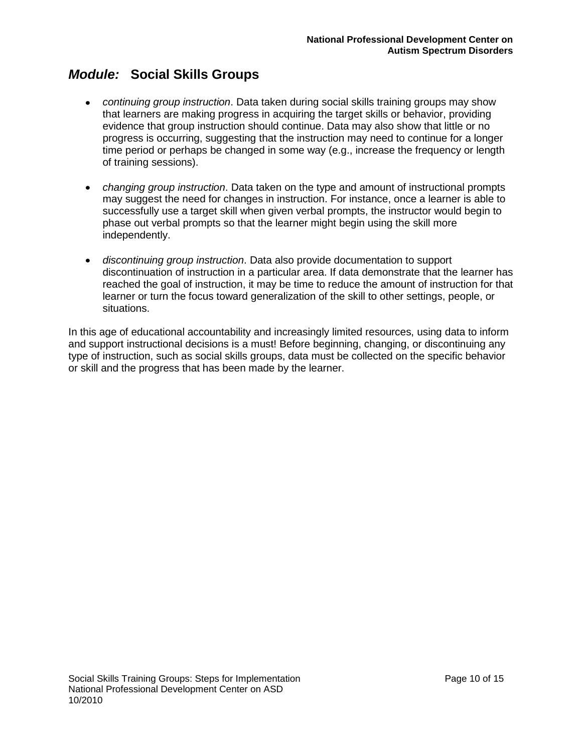- *continuing group instruction*. Data taken during social skills training groups may show that learners are making progress in acquiring the target skills or behavior, providing evidence that group instruction should continue. Data may also show that little or no progress is occurring, suggesting that the instruction may need to continue for a longer time period or perhaps be changed in some way (e.g., increase the frequency or length of training sessions).

- *changing group instruction*. Data taken on the type and amount of instructional prompts may suggest the need for changes in instruction. For instance, once a learner is able to successfully use a target skill when given verbal prompts, the instructor would begin to phase out verbal prompts so that the learner might begin using the skill more independently.

- *discontinuing group instruction*. Data also provide documentation to support discontinuation of instruction in a particular area. If data demonstrate that the learner has reached the goal of instruction, it may be time to reduce the amount of instruction for that learner or turn the focus toward generalization of the skill to other settings, people, or situations.

In this age of educational accountability and increasingly limited resources, using data to inform and support instructional decisions is a must! Before beginning, changing, or discontinuing any type of instruction, such as social skills groups, data must be collected on the specific behavior or skill and the progress that has been made by the learner.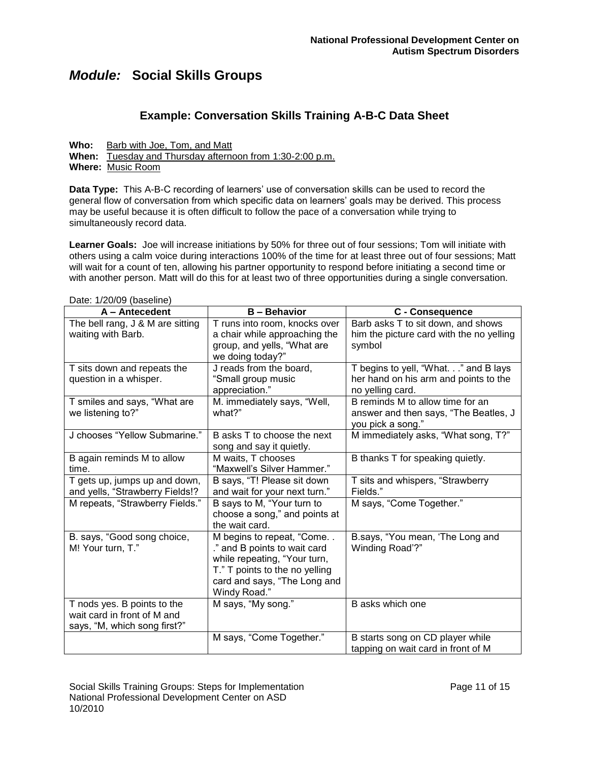# *Module:* Social Skills Groups

## Example: Conversation Skills Training A-B-C Data Sheet

**Who:** Barb with Joe, Tom, and Matt
**When:** Tuesday and Thursday afternoon from 1:30-2:00 p.m.
**Where:** Music Room

**Data Type:** This A-B-C recording of learners' use of conversation skills can be used to record the general flow of conversation from which specific data on learners' goals may be derived. This process may be useful because it is often difficult to follow the pace of a conversation while trying to simultaneously record data.

**Learner Goals:** Joe will increase initiations by 50% for three out of four sessions; Tom will initiate with others using a calm voice during interactions 100% of the time for at least three out of four sessions; Matt will wait for a count of ten, allowing his partner opportunity to respond before initiating a second time or with another person. Matt will do this for at least two of three opportunities during a single conversation.

Date: 1/20/09 (baseline)

| A – Antecedent | B – Behavior | C - Consequence |
|---|---|---|
| The bell rang, J & M are sitting waiting with Barb. | T runs into room, knocks over a chair while approaching the group, and yells, "What are we doing today?" | Barb asks T to sit down, and shows him the picture card with the no yelling symbol |
| T sits down and repeats the question in a whisper. | J reads from the board, "Small group music appreciation." | T begins to yell, "What. . ." and B lays her hand on his arm and points to the no yelling card. |
| T smiles and says, "What are we listening to?" | M. immediately says, "Well, what?" | B reminds M to allow time for an answer and then says, "The Beatles, J you pick a song." |
| J chooses "Yellow Submarine." | B asks T to choose the next song and say it quietly. | M immediately asks, "What song, T?" |
| B again reminds M to allow time. | M waits, T chooses "Maxwell's Silver Hammer." | B thanks T for speaking quietly. |
| T gets up, jumps up and down, and yells, "Strawberry Fields!? | B says, "T! Please sit down and wait for your next turn." | T sits and whispers, "Strawberry Fields." |
| M repeats, "Strawberry Fields." | B says to M, "Your turn to choose a song," and points at the wait card. | M says, "Come Together." |
| B. says, "Good song choice, M! Your turn, T." | M begins to repeat, "Come. . ." and B points to wait card while repeating, "Your turn, T." T points to the no yelling card and says, "The Long and Windy Road." | B.says, "You mean, 'The Long and Winding Road'?" |
| T nods yes. B points to the wait card in front of M and says, "M, which song first?" | M says, "My song." | B asks which one |
| | M says, "Come Together." | B starts song on CD player while tapping on wait card in front of M |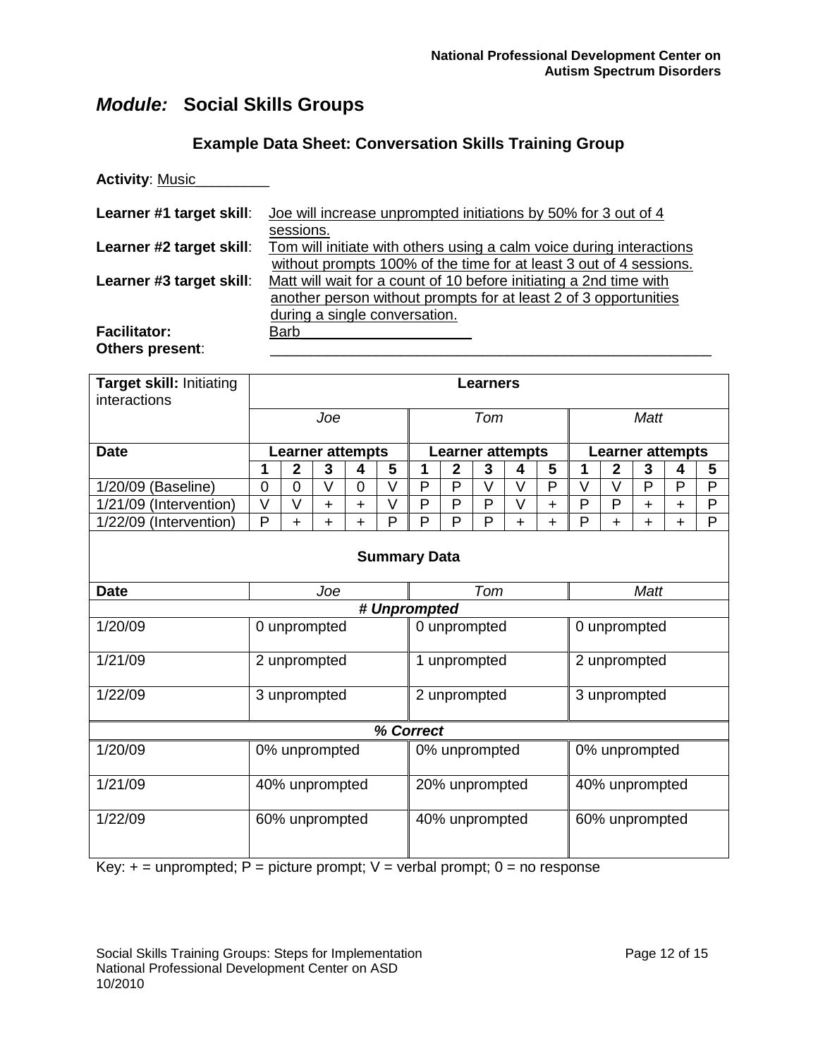## *Module:* Social Skills Groups

### Example Data Sheet: Conversation Skills Training Group

**Activity**: Music

**Learner #1 target skill**: Joe will increase unprompted initiations by 50% for 3 out of 4 sessions.

**Learner #2 target skill**: Tom will initiate with others using a calm voice during interactions without prompts 100% of the time for at least 3 out of 4 sessions.

**Learner #3 target skill**: Matt will wait for a count of 10 before initiating a 2nd time with another person without prompts for at least 2 of 3 opportunities during a single conversation.

**Facilitator**: Barb

**Others present**:

| **Target skill:** Initiating interactions | **Learners** | | | | | | | | | | | | | | |
|---|---|---|---|---|---|---|---|---|---|---|---|---|---|---|---|
| | *Joe* | | | | | *Tom* | | | | | *Matt* | | | | |
| **Date** | **Learner attempts** | | | | | **Learner attempts** | | | | | **Learner attempts** | | | | |
| | **1** | **2** | **3** | **4** | **5** | **1** | **2** | **3** | **4** | **5** | **1** | **2** | **3** | **4** | **5** |
| 1/20/09 (Baseline) | 0 | 0 | V | 0 | V | P | P | V | V | P | V | V | P | P | P |
| 1/21/09 (Intervention) | V | V | + | + | V | P | P | P | V | + | P | P | + | + | P |
| 1/22/09 (Intervention) | P | + | + | + | P | P | P | P | + | + | P | + | + | + | P |

**Summary Data**

| **Date** | *Joe* | *Tom* | *Matt* |
|---|---|---|---|
| | ***# Unprompted*** | | |
| 1/20/09 | 0 unprompted | 0 unprompted | 0 unprompted |
| 1/21/09 | 2 unprompted | 1 unprompted | 2 unprompted |
| 1/22/09 | 3 unprompted | 2 unprompted | 3 unprompted |
| | ***% Correct*** | | |
| 1/20/09 | 0% unprompted | 0% unprompted | 0% unprompted |
| 1/21/09 | 40% unprompted | 20% unprompted | 40% unprompted |
| 1/22/09 | 60% unprompted | 40% unprompted | 60% unprompted |

Key: + = unprompted; P = picture prompt; V = verbal prompt; 0 = no response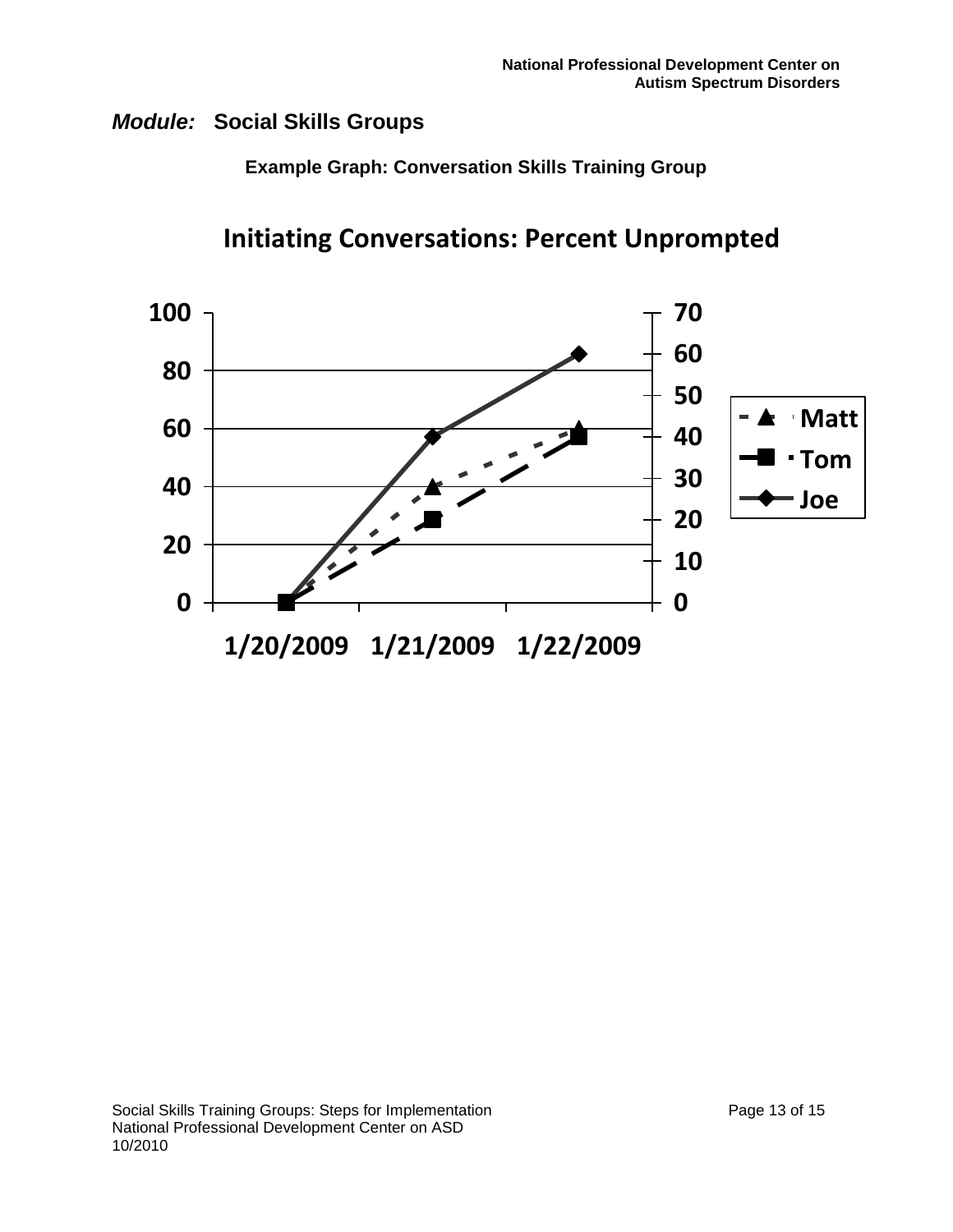***Module:*** **Social Skills Groups**

**Example Graph: Conversation Skills Training Group**

**Initiating Conversations: Percent Unprompted**

100 / 80 / 60 / 40 / 20 / 0

70 / 60 / 50 / 40 / 30 / 20 / 10 / 0

Matt
Tom
Joe

1/20/2009 1/21/2009 1/22/2009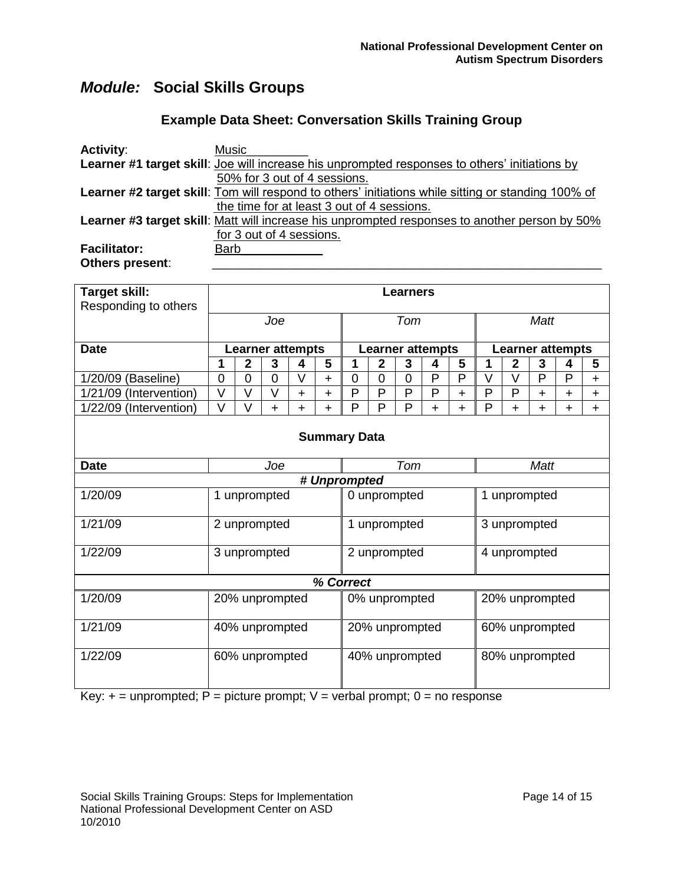## *Module:* Social Skills Groups

### Example Data Sheet: Conversation Skills Training Group

**Activity**: Music

**Learner #1 target skill**: Joe will increase his unprompted responses to others' initiations by 50% for 3 out of 4 sessions.

**Learner #2 target skill**: Tom will respond to others' initiations while sitting or standing 100% of the time for at least 3 out of 4 sessions.

**Learner #3 target skill**: Matt will increase his unprompted responses to another person by 50% for 3 out of 4 sessions.

**Facilitator:** Barb

**Others present**: ____________________

| **Target skill:** Responding to others | **Learners** | | | | | | | | | | | | | | |
|---|---|---|---|---|---|---|---|---|---|---|---|---|---|---|---|
| | *Joe* | | | | | *Tom* | | | | | *Matt* | | | | |
| **Date** | **Learner attempts** | | | | | **Learner attempts** | | | | | **Learner attempts** | | | | |
| | **1** | **2** | **3** | **4** | **5** | **1** | **2** | **3** | **4** | **5** | **1** | **2** | **3** | **4** | **5** |
| 1/20/09 (Baseline) | 0 | 0 | 0 | V | + | 0 | 0 | 0 | P | P | V | V | P | P | + |
| 1/21/09 (Intervention) | V | V | V | + | + | P | P | P | P | + | P | P | + | + | + |
| 1/22/09 (Intervention) | V | V | + | + | + | P | P | P | + | + | P | + | + | + | + |

**Summary Data**

| **Date** | *Joe* | *Tom* | *Matt* |
|---|---|---|---|
| ***# Unprompted*** | | | |
| 1/20/09 | 1 unprompted | 0 unprompted | 1 unprompted |
| 1/21/09 | 2 unprompted | 1 unprompted | 3 unprompted |
| 1/22/09 | 3 unprompted | 2 unprompted | 4 unprompted |
| ***% Correct*** | | | |
| 1/20/09 | 20% unprompted | 0% unprompted | 20% unprompted |
| 1/21/09 | 40% unprompted | 20% unprompted | 60% unprompted |
| 1/22/09 | 60% unprompted | 40% unprompted | 80% unprompted |

Key: + = unprompted; P = picture prompt; V = verbal prompt; 0 = no response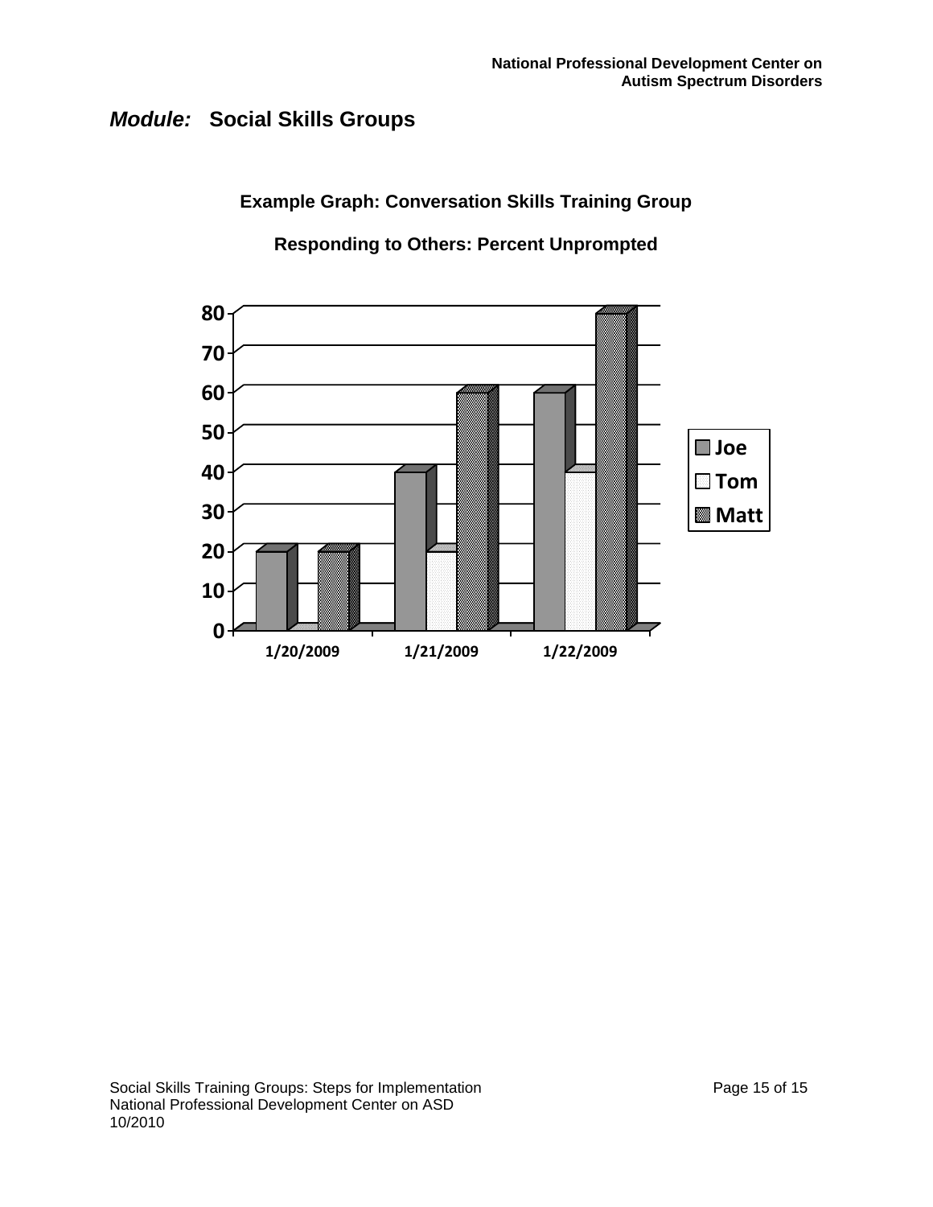## *Module:* Social Skills Groups

**Example Graph: Conversation Skills Training Group**

**Responding to Others: Percent Unprompted**

| | Joe | Tom | Matt |
|---|---|---|---|
| 1/20/2009 | 20 | 0 | 20 |
| 1/21/2009 | 40 | 20 | 60 |
| 1/22/2009 | 60 | 40 | 80 |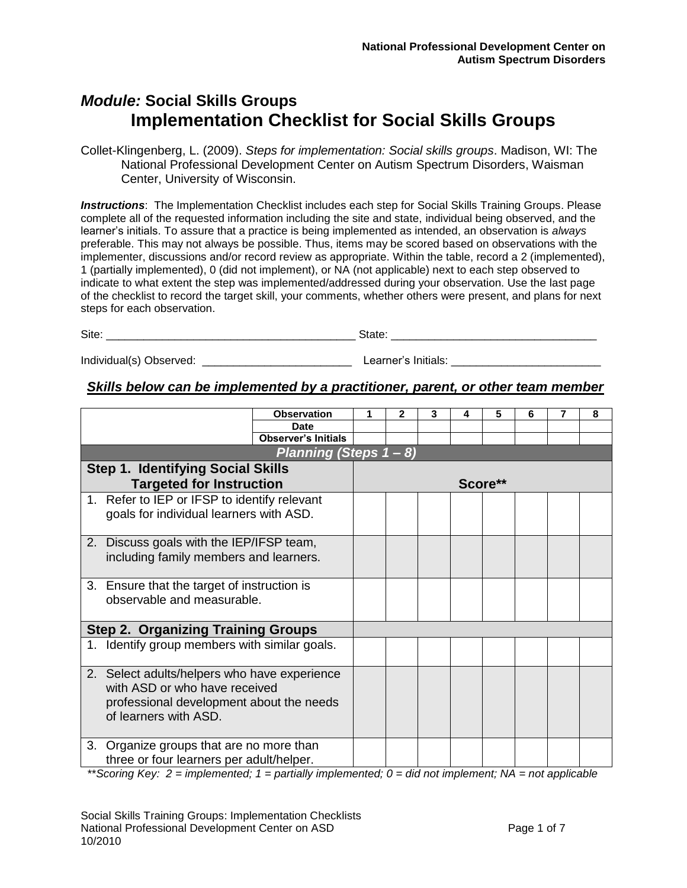## *Module:* Social Skills Groups

# Implementation Checklist for Social Skills Groups

Collet-Klingenberg, L. (2009). *Steps for implementation: Social skills groups*. Madison, WI: The National Professional Development Center on Autism Spectrum Disorders, Waisman Center, University of Wisconsin.

***Instructions***: The Implementation Checklist includes each step for Social Skills Training Groups. Please complete all of the requested information including the site and state, individual being observed, and the learner's initials. To assure that a practice is being implemented as intended, an observation is *always* preferable. This may not always be possible. Thus, items may be scored based on observations with the implementer, discussions and/or record review as appropriate. Within the table, record a 2 (implemented), 1 (partially implemented), 0 (did not implement), or NA (not applicable) next to each step observed to indicate to what extent the step was implemented/addressed during your observation. Use the last page of the checklist to record the target skill, your comments, whether others were present, and plans for next steps for each observation.

Site: ________________________________________ State: ________________________________

Individual(s) Observed: ________________________ Learner's Initials: ________________________

### *Skills below can be implemented by a practitioner, parent, or other team member*

| | Observation | 1 | 2 | 3 | 4 | 5 | 6 | 7 | 8 |
|---|---|---|---|---|---|---|---|---|---|
| | Date | | | | | | | | |
| | Observer's Initials | | | | | | | | |
| ***Planning (Steps 1 – 8)*** | | | | | | | | | |
| **Step 1. Identifying Social Skills Targeted for Instruction** | | **Score\*\*** | | | | | | | |
| 1. Refer to IEP or IFSP to identify relevant goals for individual learners with ASD. | | | | | | | | | |
| 2. Discuss goals with the IEP/IFSP team, including family members and learners. | | | | | | | | | |
| 3. Ensure that the target of instruction is observable and measurable. | | | | | | | | | |
| **Step 2. Organizing Training Groups** | | | | | | | | | |
| 1. Identify group members with similar goals. | | | | | | | | | |
| 2. Select adults/helpers who have experience with ASD or who have received professional development about the needs of learners with ASD. | | | | | | | | | |
| 3. Organize groups that are no more than three or four learners per adult/helper. | | | | | | | | | |

*\*\*Scoring Key: 2 = implemented; 1 = partially implemented; 0 = did not implement; NA = not applicable*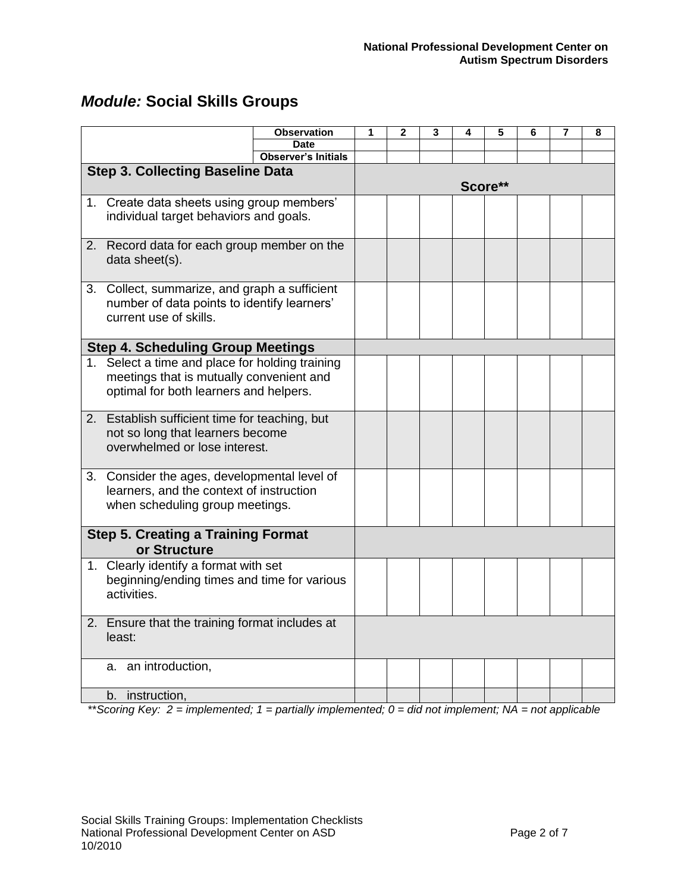## *Module:* Social Skills Groups

| | Observation | 1 | 2 | 3 | 4 | 5 | 6 | 7 | 8 |
|---|---|---|---|---|---|---|---|---|---|
| | Date | | | | | | | | |
| | Observer's Initials | | | | | | | | |
| **Step 3. Collecting Baseline Data** | | **Score**** | | | | | | | |
| 1. Create data sheets using group members' individual target behaviors and goals. | | | | | | | | | |
| 2. Record data for each group member on the data sheet(s). | | | | | | | | | |
| 3. Collect, summarize, and graph a sufficient number of data points to identify learners' current use of skills. | | | | | | | | | |
| **Step 4. Scheduling Group Meetings** | | | | | | | | | |
| 1. Select a time and place for holding training meetings that is mutually convenient and optimal for both learners and helpers. | | | | | | | | | |
| 2. Establish sufficient time for teaching, but not so long that learners become overwhelmed or lose interest. | | | | | | | | | |
| 3. Consider the ages, developmental level of learners, and the context of instruction when scheduling group meetings. | | | | | | | | | |
| **Step 5. Creating a Training Format or Structure** | | | | | | | | | |
| 1. Clearly identify a format with set beginning/ending times and time for various activities. | | | | | | | | | |
| 2. Ensure that the training format includes at least: | | | | | | | | | |
| a. an introduction, | | | | | | | | | |
| b. instruction, | | | | | | | | | |

*\*\*Scoring Key: 2 = implemented; 1 = partially implemented; 0 = did not implement; NA = not applicable*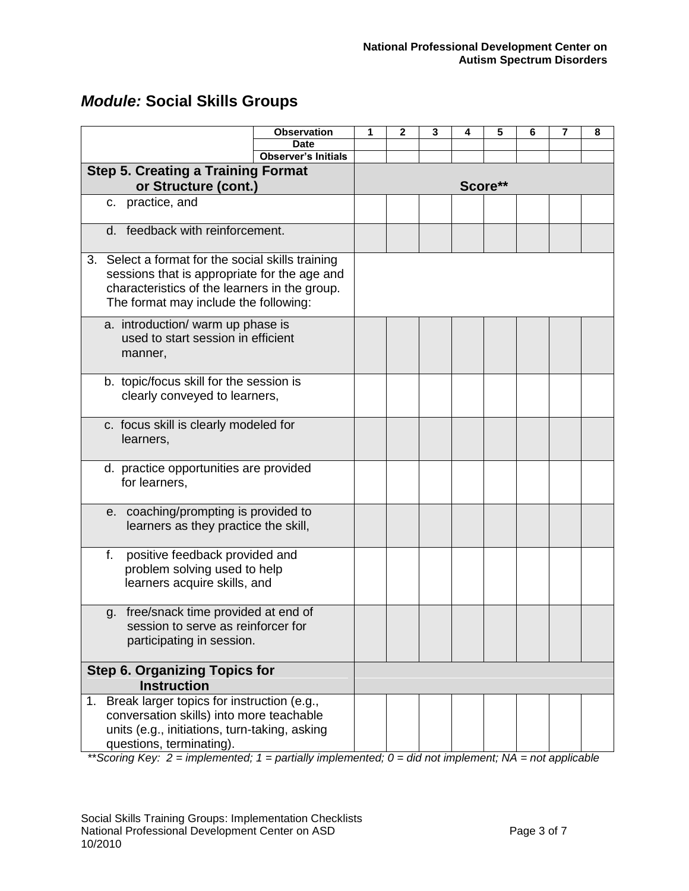## *Module:* Social Skills Groups

| | Observation | 1 | 2 | 3 | 4 | 5 | 6 | 7 | 8 |
|---|---|---|---|---|---|---|---|---|---|
| | Date | | | | | | | | |
| | Observer's Initials | | | | | | | | |
| **Step 5. Creating a Training Format or Structure (cont.)** | | **Score**** | | | | | | | |
| c. practice, and | | | | | | | | | |
| d. feedback with reinforcement. | | | | | | | | | |
| 3. Select a format for the social skills training sessions that is appropriate for the age and characteristics of the learners in the group. The format may include the following: | | | | | | | | | |
| a. introduction/ warm up phase is used to start session in efficient manner, | | | | | | | | | |
| b. topic/focus skill for the session is clearly conveyed to learners, | | | | | | | | | |
| c. focus skill is clearly modeled for learners, | | | | | | | | | |
| d. practice opportunities are provided for learners, | | | | | | | | | |
| e. coaching/prompting is provided to learners as they practice the skill, | | | | | | | | | |
| f. positive feedback provided and problem solving used to help learners acquire skills, and | | | | | | | | | |
| g. free/snack time provided at end of session to serve as reinforcer for participating in session. | | | | | | | | | |
| **Step 6. Organizing Topics for Instruction** | | | | | | | | | |
| 1. Break larger topics for instruction (e.g., conversation skills) into more teachable units (e.g., initiations, turn-taking, asking questions, terminating). | | | | | | | | | |

*\*\*Scoring Key: 2 = implemented; 1 = partially implemented; 0 = did not implement; NA = not applicable*

Social Skills Training Groups: Implementation Checklists
National Professional Development Center on ASD
10/2010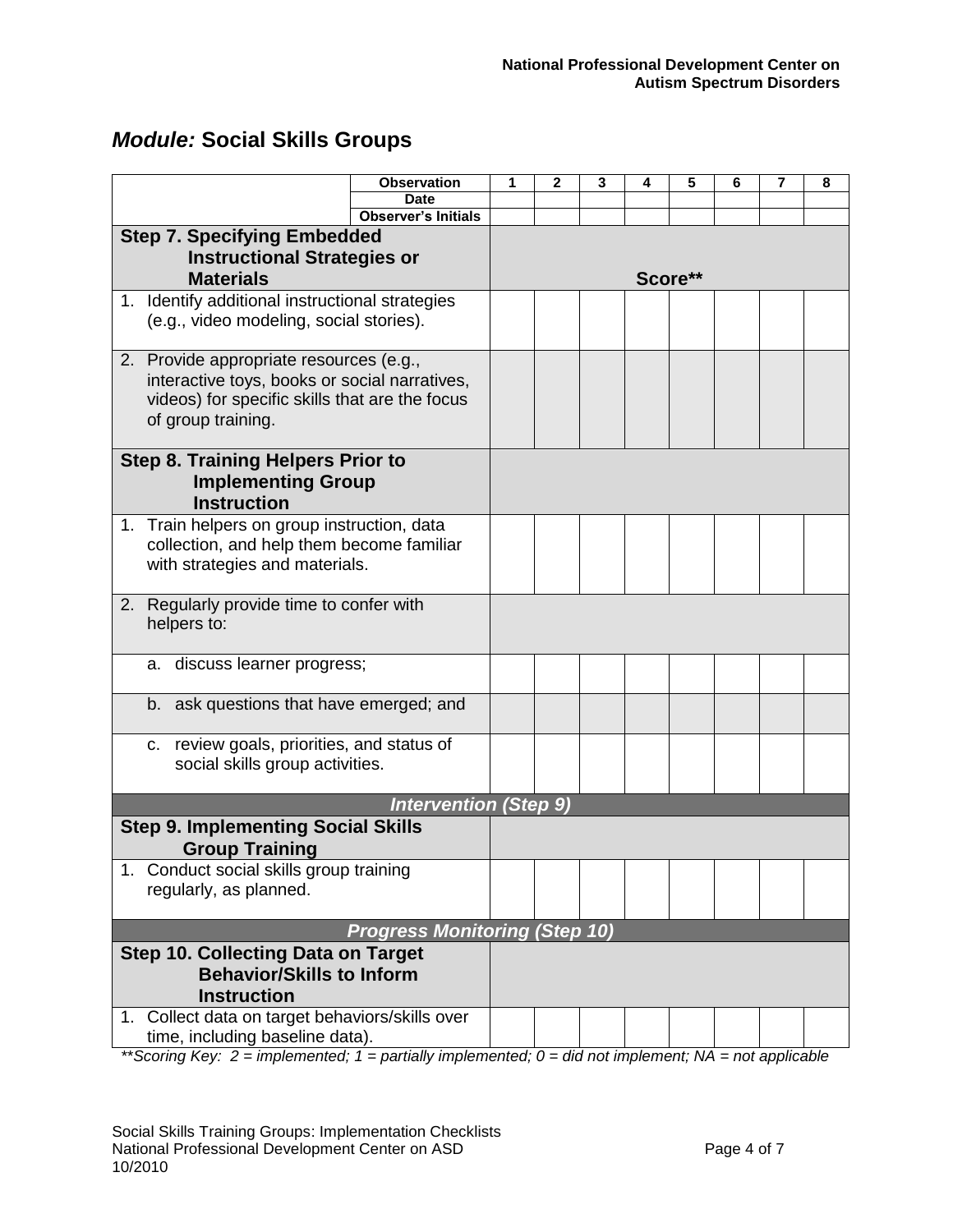## *Module:* Social Skills Groups

| | Observation | 1 | 2 | 3 | 4 | 5 | 6 | 7 | 8 |
|---|---|---|---|---|---|---|---|---|---|
| | Date | | | | | | | | |
| | Observer's Initials | | | | | | | | |
| **Step 7. Specifying Embedded Instructional Strategies or Materials** | | | | | | **Score\*\*** | | | |
| 1. Identify additional instructional strategies (e.g., video modeling, social stories). | | | | | | | | | |
| 2. Provide appropriate resources (e.g., interactive toys, books or social narratives, videos) for specific skills that are the focus of group training. | | | | | | | | | |
| **Step 8. Training Helpers Prior to Implementing Group Instruction** | | | | | | | | | |
| 1. Train helpers on group instruction, data collection, and help them become familiar with strategies and materials. | | | | | | | | | |
| 2. Regularly provide time to confer with helpers to: | | | | | | | | | |
| a. discuss learner progress; | | | | | | | | | |
| b. ask questions that have emerged; and | | | | | | | | | |
| c. review goals, priorities, and status of social skills group activities. | | | | | | | | | |
| ***Intervention (Step 9)*** | | | | | | | | | |
| **Step 9. Implementing Social Skills Group Training** | | | | | | | | | |
| 1. Conduct social skills group training regularly, as planned. | | | | | | | | | |
| ***Progress Monitoring (Step 10)*** | | | | | | | | | |
| **Step 10. Collecting Data on Target Behavior/Skills to Inform Instruction** | | | | | | | | | |
| 1. Collect data on target behaviors/skills over time, including baseline data). | | | | | | | | | |

*\*\*Scoring Key: 2 = implemented; 1 = partially implemented; 0 = did not implement; NA = not applicable*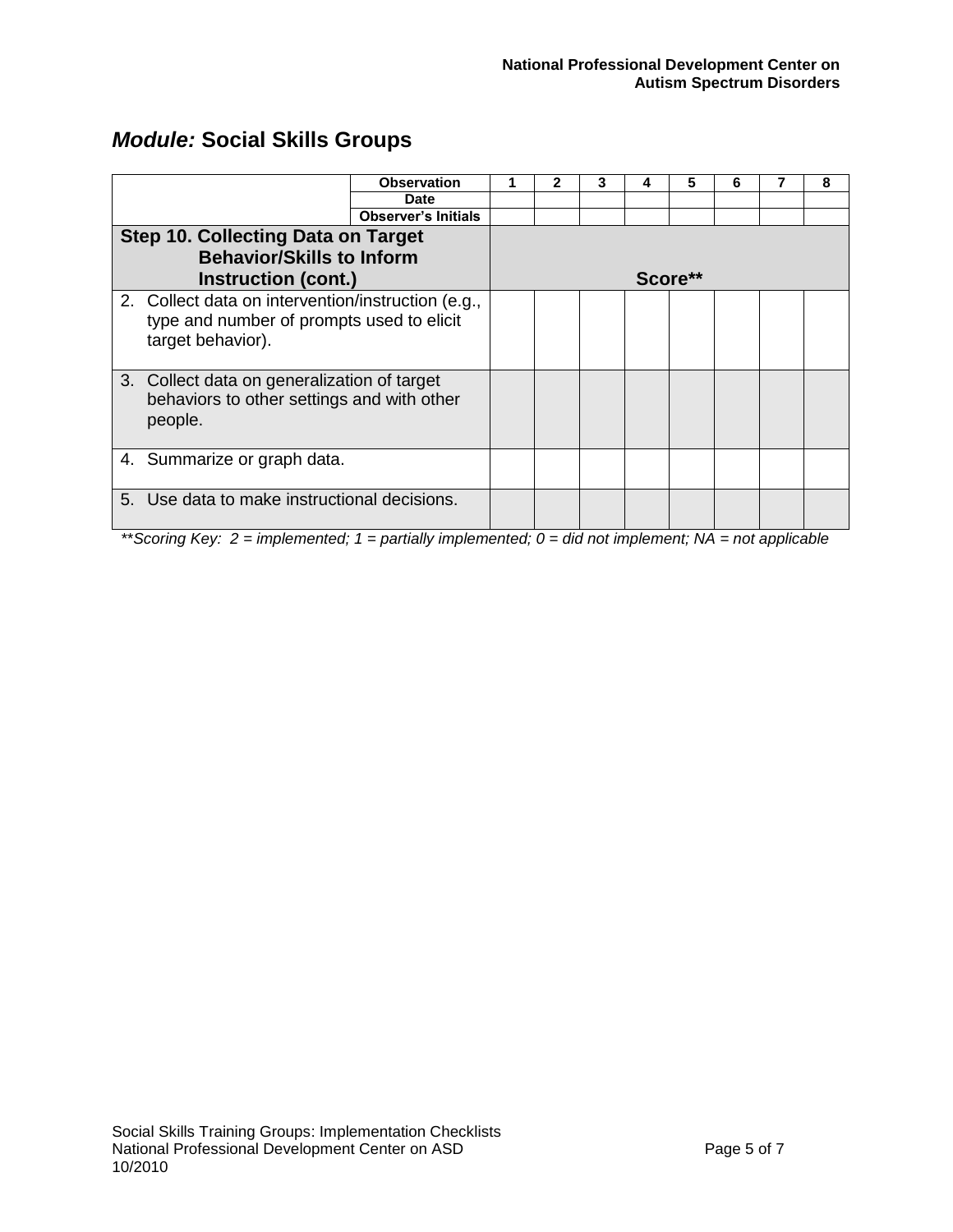## *Module:* Social Skills Groups

| | Observation | 1 | 2 | 3 | 4 | 5 | 6 | 7 | 8 |
|---|---|---|---|---|---|---|---|---|---|
| | Date | | | | | | | | |
| | Observer's Initials | | | | | | | | |
| **Step 10. Collecting Data on Target Behavior/Skills to Inform Instruction (cont.)** | | **Score**** | | | | | | | |
| 2. Collect data on intervention/instruction (e.g., type and number of prompts used to elicit target behavior). | | | | | | | | | |
| 3. Collect data on generalization of target behaviors to other settings and with other people. | | | | | | | | | |
| 4. Summarize or graph data. | | | | | | | | | |
| 5. Use data to make instructional decisions. | | | | | | | | | |

*\*\*Scoring Key: 2 = implemented; 1 = partially implemented; 0 = did not implement; NA = not applicable*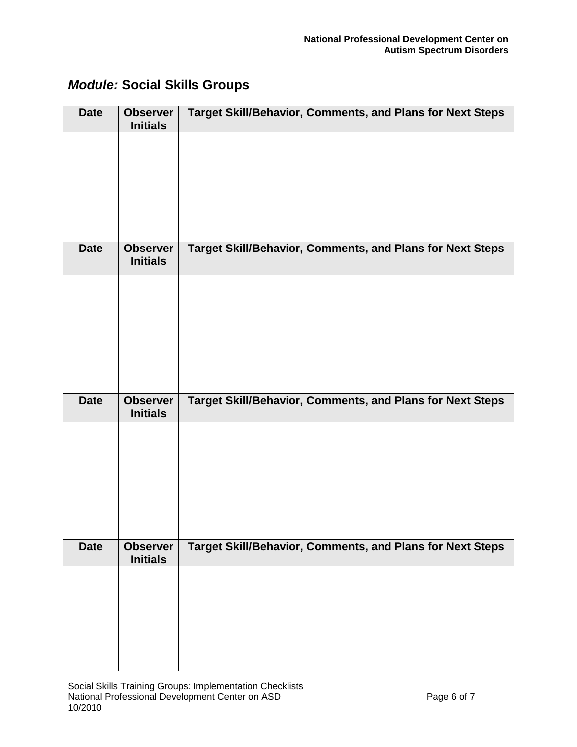## *Module:* Social Skills Groups

| Date | Observer Initials | Target Skill/Behavior, Comments, and Plans for Next Steps |
|---|---|---|
| | | |

| Date | Observer Initials | Target Skill/Behavior, Comments, and Plans for Next Steps |
|---|---|---|
| | | |

| Date | Observer Initials | Target Skill/Behavior, Comments, and Plans for Next Steps |
|---|---|---|
| | | |

| Date | Observer Initials | Target Skill/Behavior, Comments, and Plans for Next Steps |
|---|---|---|
| | | |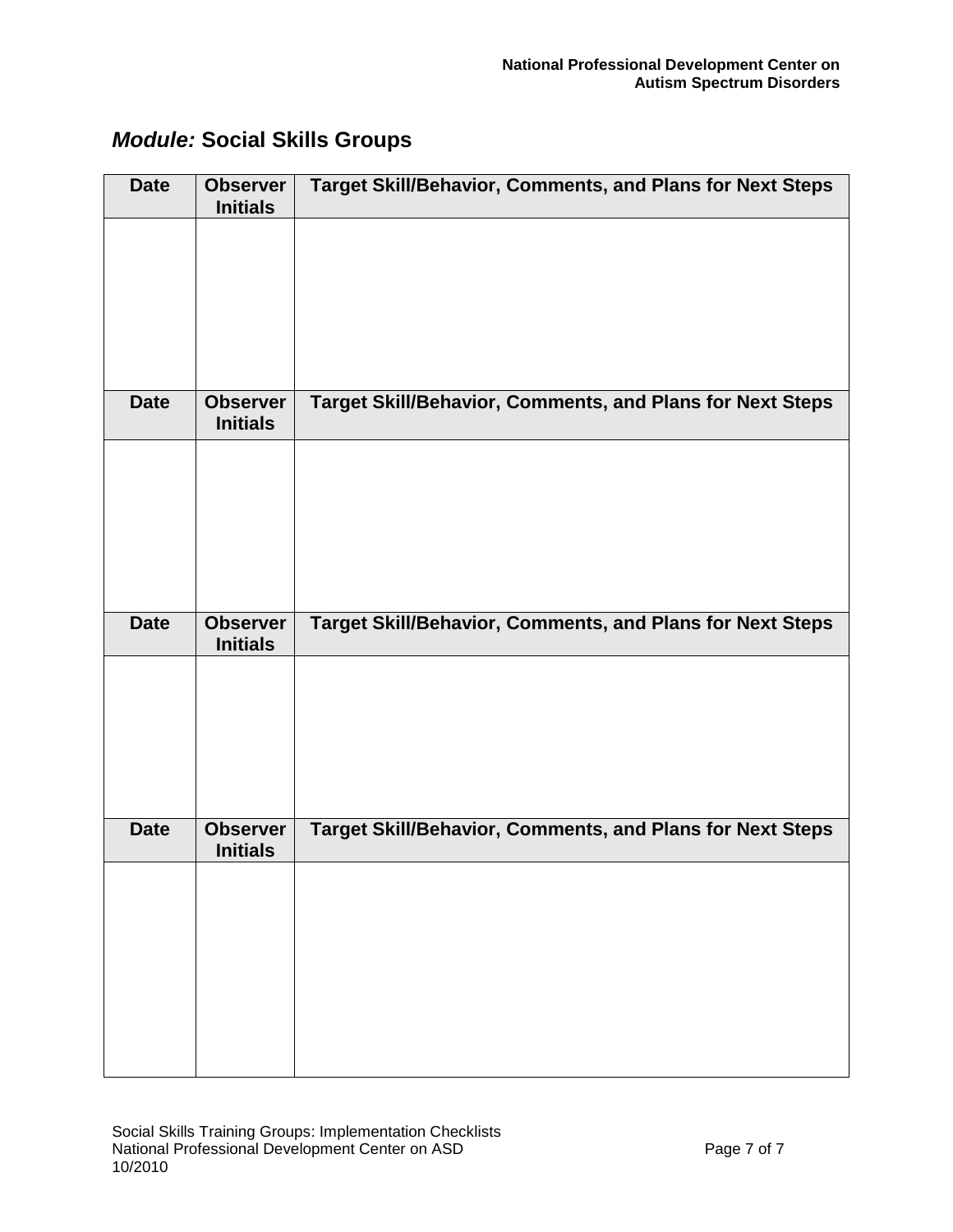## *Module:* Social Skills Groups

| Date | Observer Initials | Target Skill/Behavior, Comments, and Plans for Next Steps |
|---|---|---|
| | | |
| **Date** | **Observer Initials** | **Target Skill/Behavior, Comments, and Plans for Next Steps** |
| | | |
| **Date** | **Observer Initials** | **Target Skill/Behavior, Comments, and Plans for Next Steps** |
| | | |
| **Date** | **Observer Initials** | **Target Skill/Behavior, Comments, and Plans for Next Steps** |
| | | |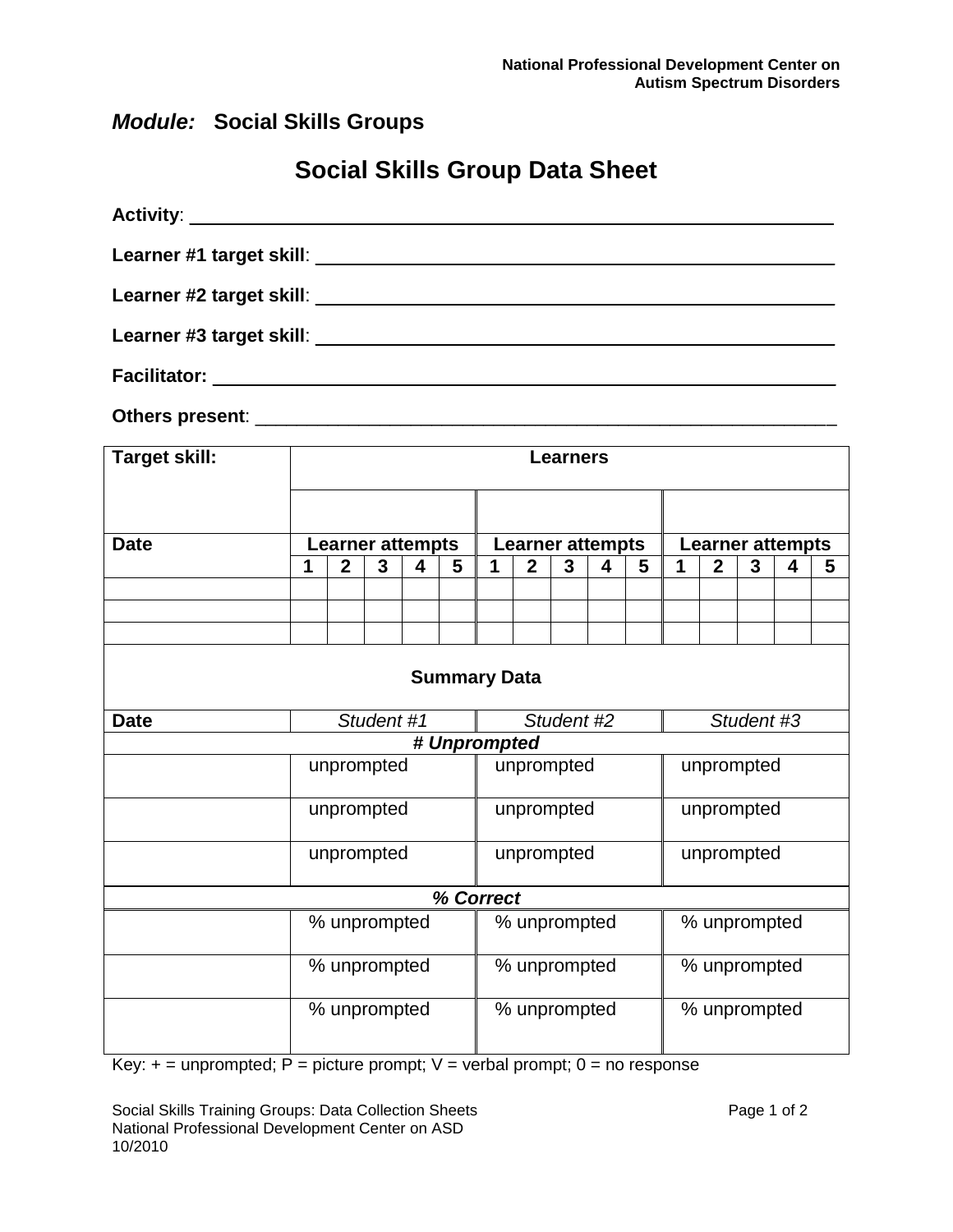*Module:* **Social Skills Groups**

# Social Skills Group Data Sheet

**Activity**: ___________________________________________________________

**Learner #1 target skill**: ___________________________________________

**Learner #2 target skill**: ___________________________________________

**Learner #3 target skill**: ___________________________________________

**Facilitator:** ________________________________________________________

**Others present**: _____________________________________________________

| **Target skill:** | **Learners** | | | | | | | | | | | | | | |
|---|---|---|---|---|---|---|---|---|---|---|---|---|---|---|---|
| | | | | | | | | | | | | | | | |
| **Date** | **Learner attempts** | | | | | **Learner attempts** | | | | | **Learner attempts** | | | | |
| | **1** | **2** | **3** | **4** | **5** | **1** | **2** | **3** | **4** | **5** | **1** | **2** | **3** | **4** | **5** |
| | | | | | | | | | | | | | | | |
| | | | | | | | | | | | | | | | |
| | | | | | | | | | | | | | | | |

| **Summary Data** | | | |
|---|---|---|---|
| **Date** | *Student #1* | *Student #2* | *Student #3* |
| ***# Unprompted*** | | | |
| | unprompted | unprompted | unprompted |
| | unprompted | unprompted | unprompted |
| | unprompted | unprompted | unprompted |
| ***% Correct*** | | | |
| | % unprompted | % unprompted | % unprompted |
| | % unprompted | % unprompted | % unprompted |
| | % unprompted | % unprompted | % unprompted |

Key: + = unprompted; P = picture prompt; V = verbal prompt; 0 = no response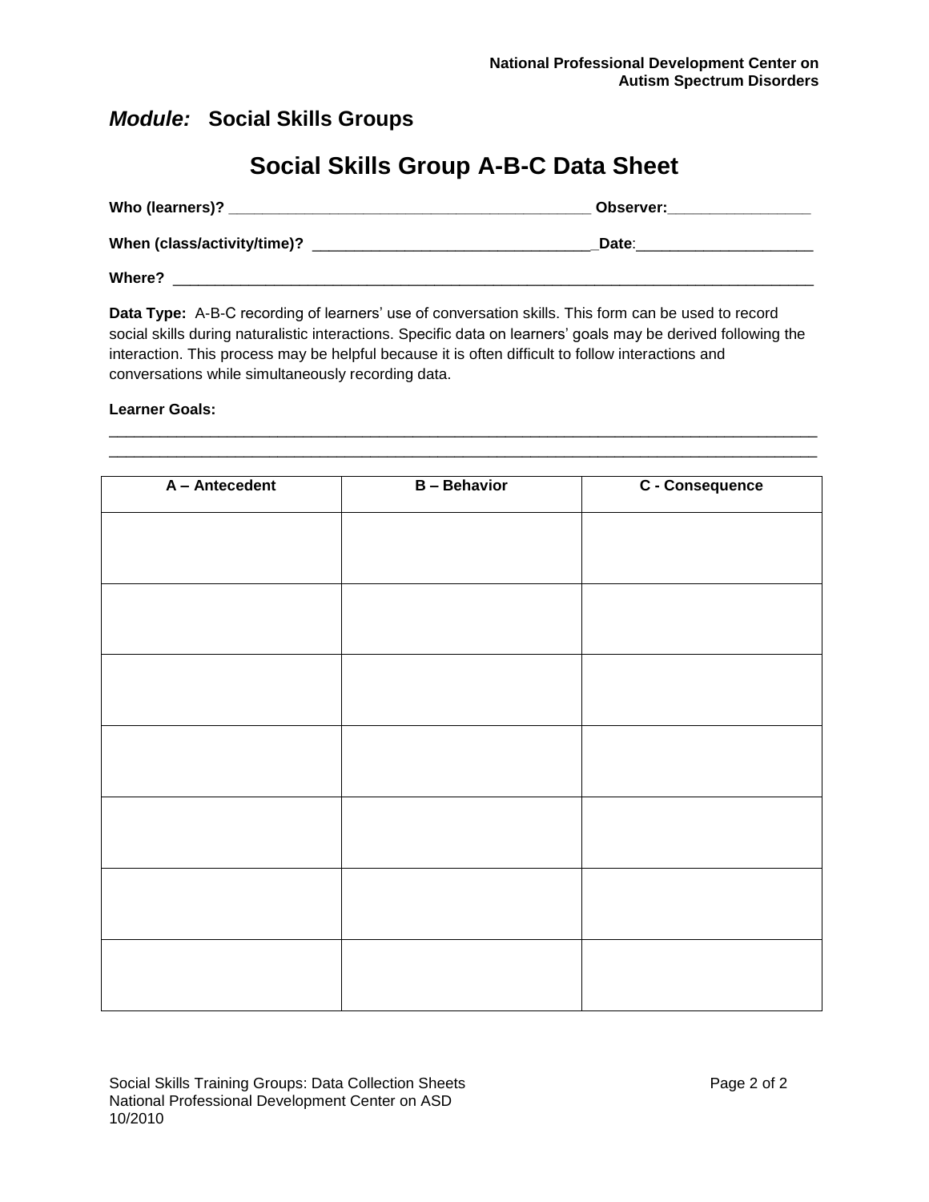## *Module:* Social Skills Groups

# Social Skills Group A-B-C Data Sheet

**Who (learners)?** ____________________________________________ **Observer:**________________

**When (class/activity/time)?** __________________________________ **Date**:_____________________

**Where?** ______________________________________________________________________________

**Data Type:** A-B-C recording of learners' use of conversation skills. This form can be used to record social skills during naturalistic interactions. Specific data on learners' goals may be derived following the interaction. This process may be helpful because it is often difficult to follow interactions and conversations while simultaneously recording data.

**Learner Goals:**

____________________________________________________________________________________
____________________________________________________________________________________

| A – Antecedent | B – Behavior | C - Consequence |
|---|---|---|
| | | |
| | | |
| | | |
| | | |
| | | |
| | | |
| | | |

Social Skills Training Groups: Data Collection Sheets
National Professional Development Center on ASD
10/2010